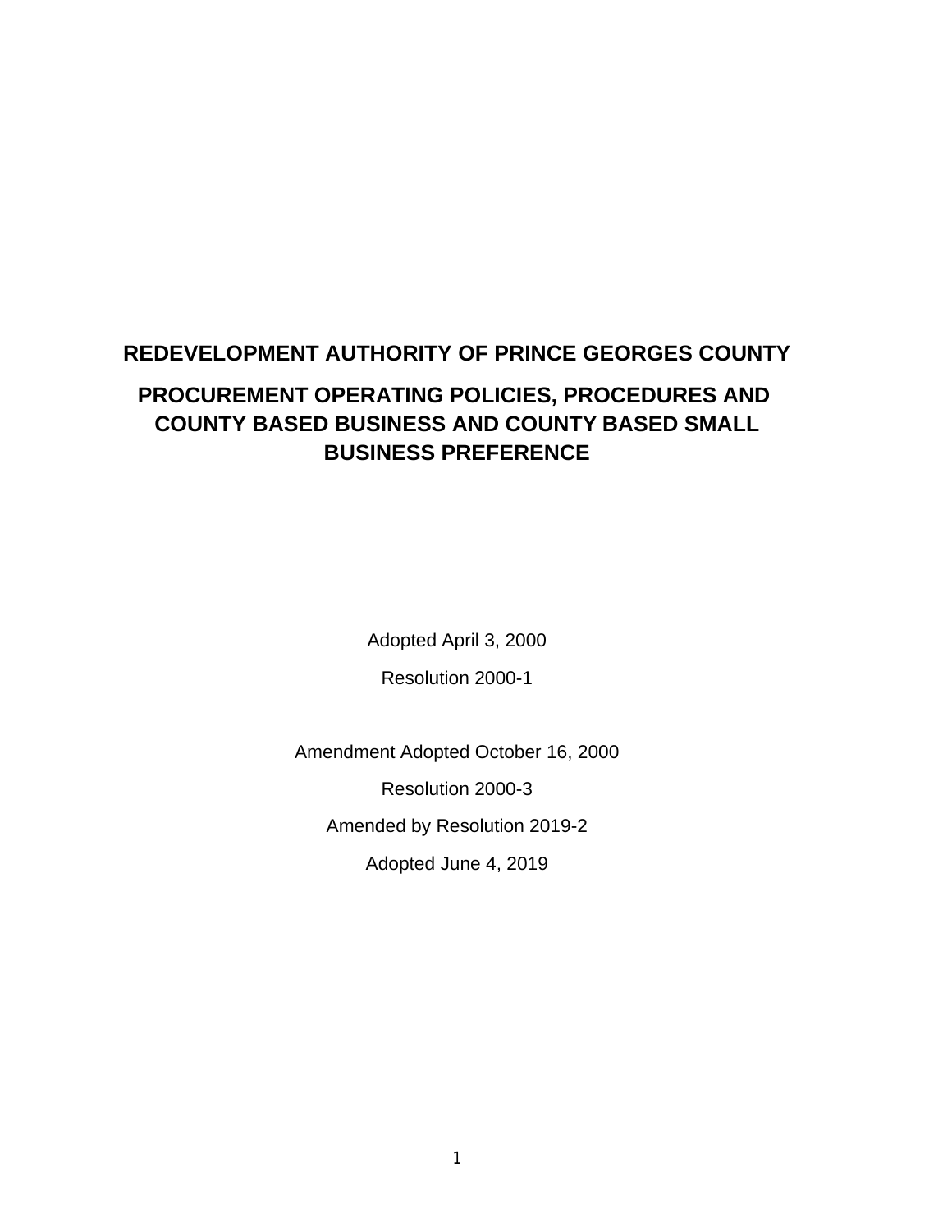# REDEVELOPMENT AUTHORITY OF PRINCE GEORGES COUNTY

## PROCUREMENT OPERATING POLICIES, PROCEDURES AND COUNTY BASED BUSINESS AND COUNTY BASED SMALL BUSINESS PREFERENCE

Adopted April 3, 2000

Resolution 2000-1

Amendment Adopted October 16, 2000

Resolution 2000-3

Amended by Resolution 2019-2

Adopted June 4, 2019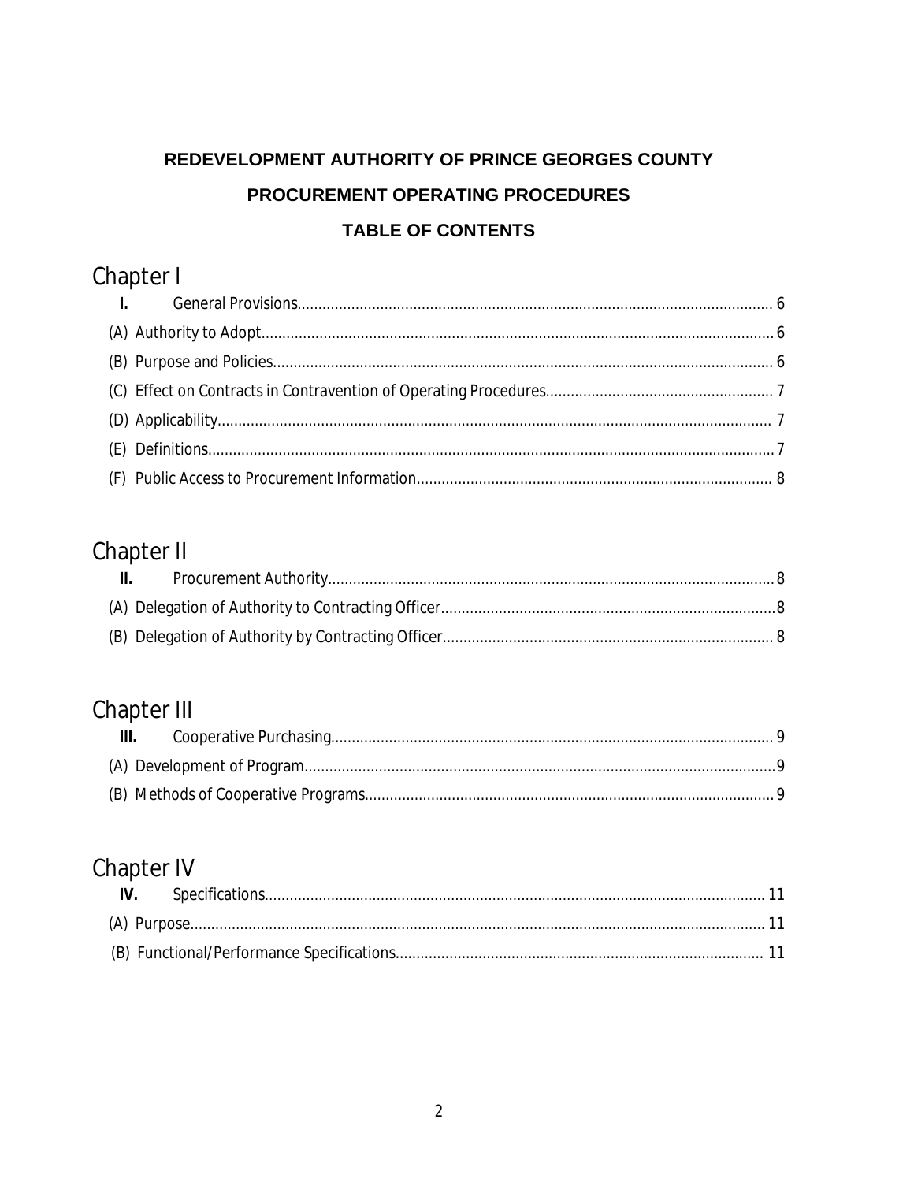**REDEVELOPMENT AUTHORITY OF PRINCE GEORGES COUNTY**

**PROCUREMENT OPERATING PROCEDURES**

**TABLE OF CONTENTS**

# Chapter I

**I.** General Provisions.......................... 6

(A) Authority to Adopt.......................... 6

(B) Purpose and Policies.......................... 6

(C) Effect on Contracts in Contravention of Operating Procedures.......................... 7

(D) Applicability.......................... 7

(E) Definitions.......................... 7

(F) Public Access to Procurement Information.......................... 8

# Chapter II

**II.** Procurement Authority.......................... 8

(A) Delegation of Authority to Contracting Officer.......................... 8

(B) Delegation of Authority by Contracting Officer.......................... 8

# Chapter III

**III.** Cooperative Purchasing.......................... 9

(A) Development of Program.......................... 9

(B) Methods of Cooperative Programs.......................... 9

# Chapter IV

**IV.** Specifications.......................... 11

(A) Purpose.......................... 11

(B) Functional/Performance Specifications.......................... 11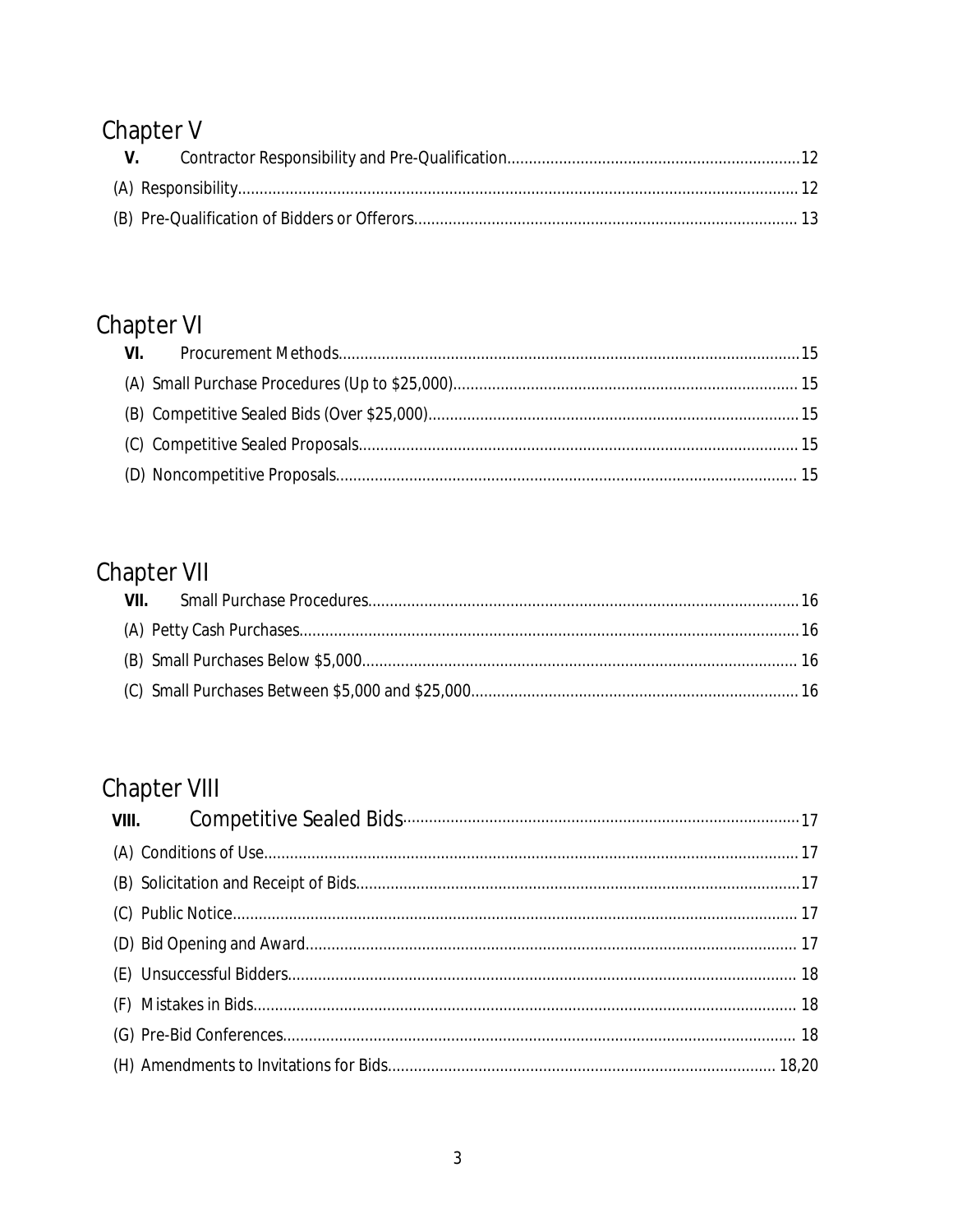## Chapter V

**V.** Contractor Responsibility and Pre-Qualification........12

(A) Responsibility........12

(B) Pre-Qualification of Bidders or Offerors........13

## Chapter VI

**VI.** Procurement Methods........15

(A) Small Purchase Procedures (Up to $25,000)........15

(B) Competitive Sealed Bids (Over $25,000)........15

(C) Competitive Sealed Proposals........15

(D) Noncompetitive Proposals........15

## Chapter VII

**VII.** Small Purchase Procedures........16

(A) Petty Cash Purchases........16

(B) Small Purchases Below $5,000........16

(C) Small Purchases Between $5,000 and $25,000........16

## Chapter VIII

**VIII.** Competitive Sealed Bids........17

(A) Conditions of Use........17

(B) Solicitation and Receipt of Bids........17

(C) Public Notice........17

(D) Bid Opening and Award........17

(E) Unsuccessful Bidders........18

(F) Mistakes in Bids........18

(G) Pre-Bid Conferences........18

(H) Amendments to Invitations for Bids........18,20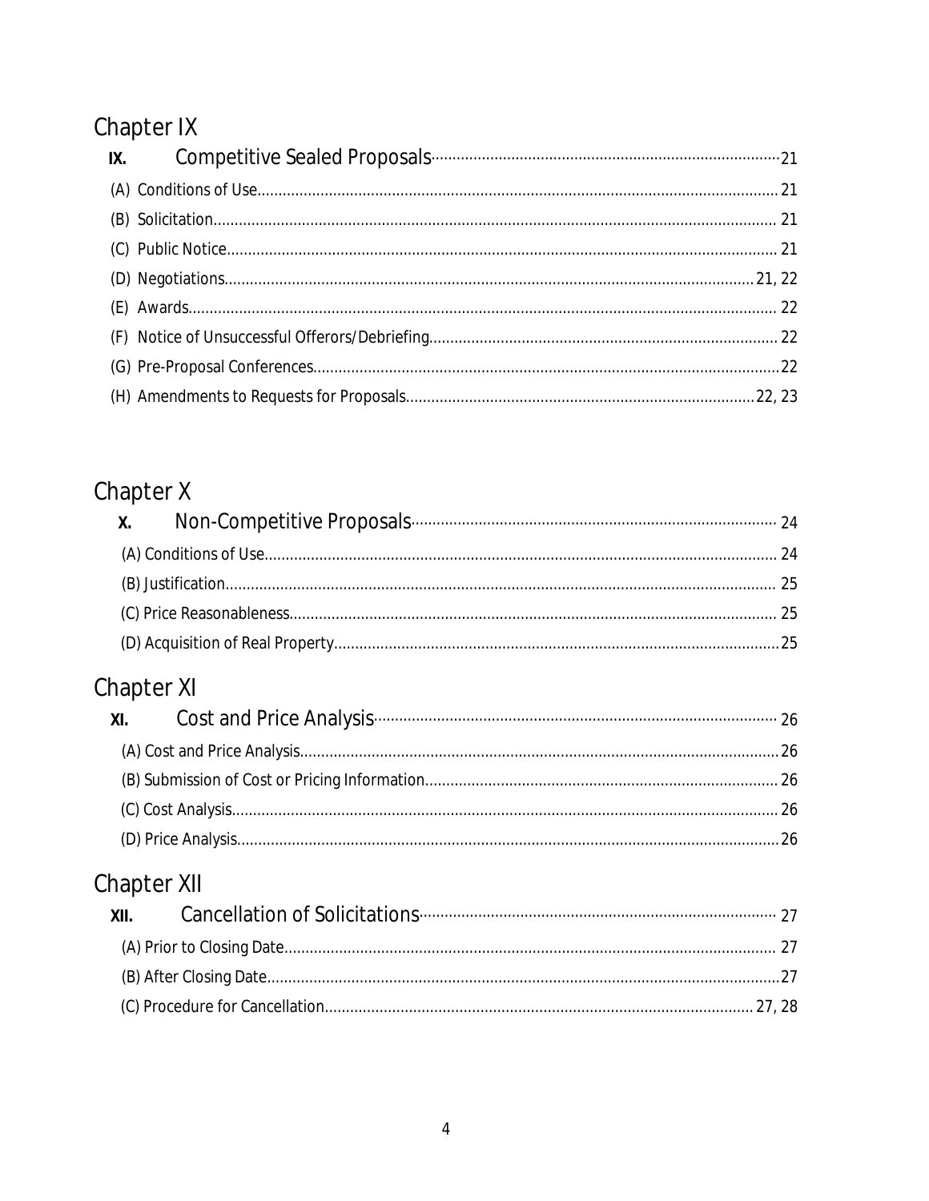## Chapter IX

**IX. Competitive Sealed Proposals** ........ 21

(A) Conditions of Use ........ 21

(B) Solicitation ........ 21

(C) Public Notice ........ 21

(D) Negotiations ........ 21, 22

(E) Awards ........ 22

(F) Notice of Unsuccessful Offerors/Debriefing ........ 22

(G) Pre-Proposal Conferences ........ 22

(H) Amendments to Requests for Proposals ........ 22, 23

## Chapter X

**X. Non-Competitive Proposals** ........ 24

(A) Conditions of Use ........ 24

(B) Justification ........ 25

(C) Price Reasonableness ........ 25

(D) Acquisition of Real Property ........ 25

## Chapter XI

**XI. Cost and Price Analysis** ........ 26

(A) Cost and Price Analysis ........ 26

(B) Submission of Cost or Pricing Information ........ 26

(C) Cost Analysis ........ 26

(D) Price Analysis ........ 26

## Chapter XII

**XII. Cancellation of Solicitations** ........ 27

(A) Prior to Closing Date ........ 27

(B) After Closing Date ........ 27

(C) Procedure for Cancellation ........ 27, 28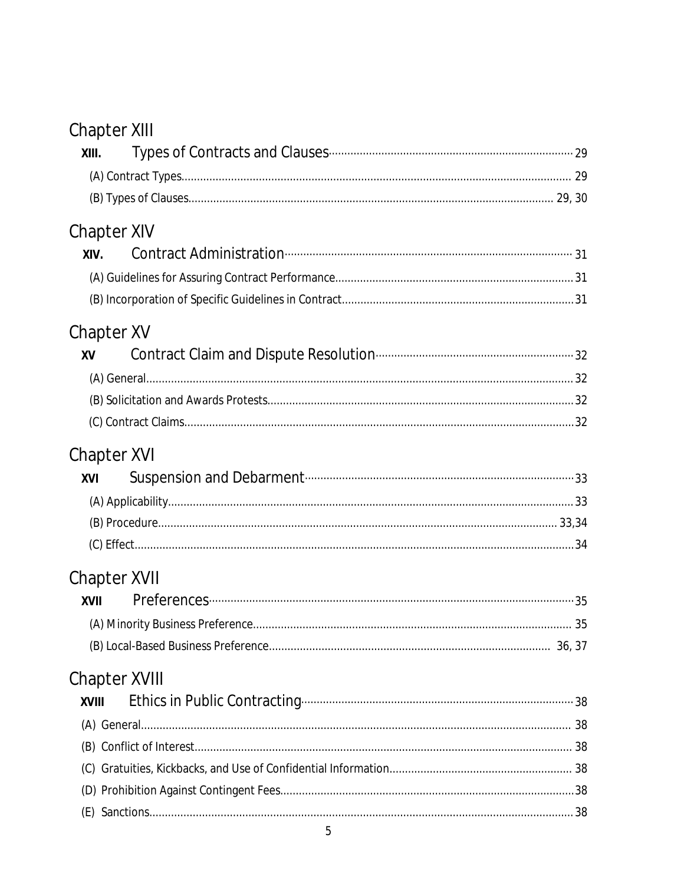## Chapter XIII

**XIII.** Types of Contracts and Clauses ........ 29

(A) Contract Types ........ 29

(B) Types of Clauses ........ 29, 30

## Chapter XIV

**XIV.** Contract Administration ........ 31

(A) Guidelines for Assuring Contract Performance ........ 31

(B) Incorporation of Specific Guidelines in Contract ........ 31

## Chapter XV

**XV** Contract Claim and Dispute Resolution ........ 32

(A) General ........ 32

(B) Solicitation and Awards Protests ........ 32

(C) Contract Claims ........ 32

## Chapter XVI

**XVI** Suspension and Debarment ........ 33

(A) Applicability ........ 33

(B) Procedure ........ 33,34

(C) Effect ........ 34

## Chapter XVII

**XVII** Preferences ........ 35

(A) Minority Business Preference ........ 35

(B) Local-Based Business Preference ........ 36, 37

## Chapter XVIII

**XVIII** Ethics in Public Contracting ........ 38

(A) General ........ 38

(B) Conflict of Interest ........ 38

(C) Gratuities, Kickbacks, and Use of Confidential Information ........ 38

(D) Prohibition Against Contingent Fees ........ 38

(E) Sanctions ........ 38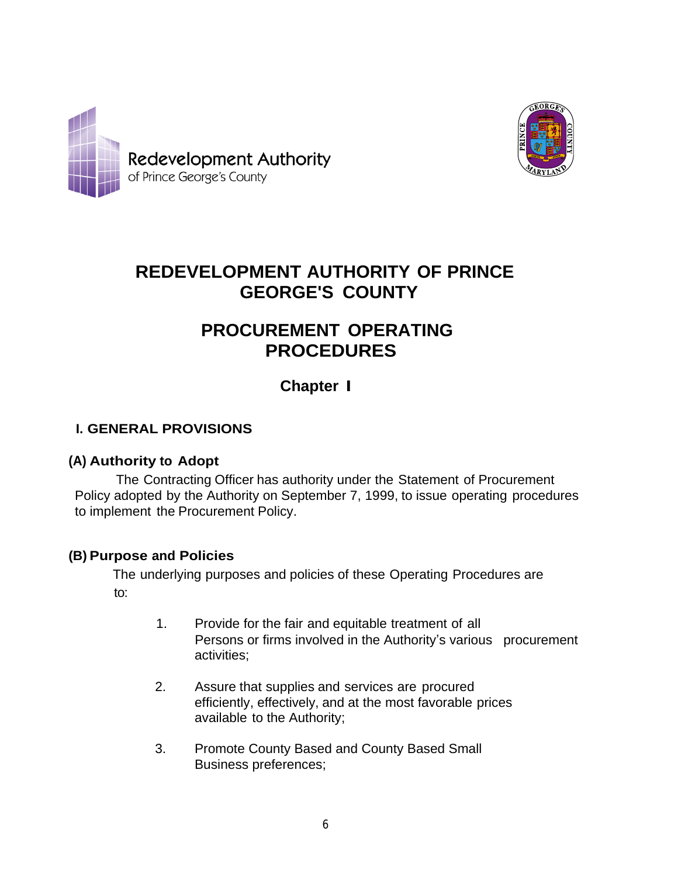Redevelopment Authority
of Prince George's County

# REDEVELOPMENT AUTHORITY OF PRINCE GEORGE'S COUNTY

# PROCUREMENT OPERATING PROCEDURES

## Chapter I

### I. GENERAL PROVISIONS

#### (A) Authority to Adopt

The Contracting Officer has authority under the Statement of Procurement Policy adopted by the Authority on September 7, 1999, to issue operating procedures to implement the Procurement Policy.

#### (B) Purpose and Policies

The underlying purposes and policies of these Operating Procedures are to:

1. Provide for the fair and equitable treatment of all Persons or firms involved in the Authority's various procurement activities;
2. Assure that supplies and services are procured efficiently, effectively, and at the most favorable prices available to the Authority;
3. Promote County Based and County Based Small Business preferences;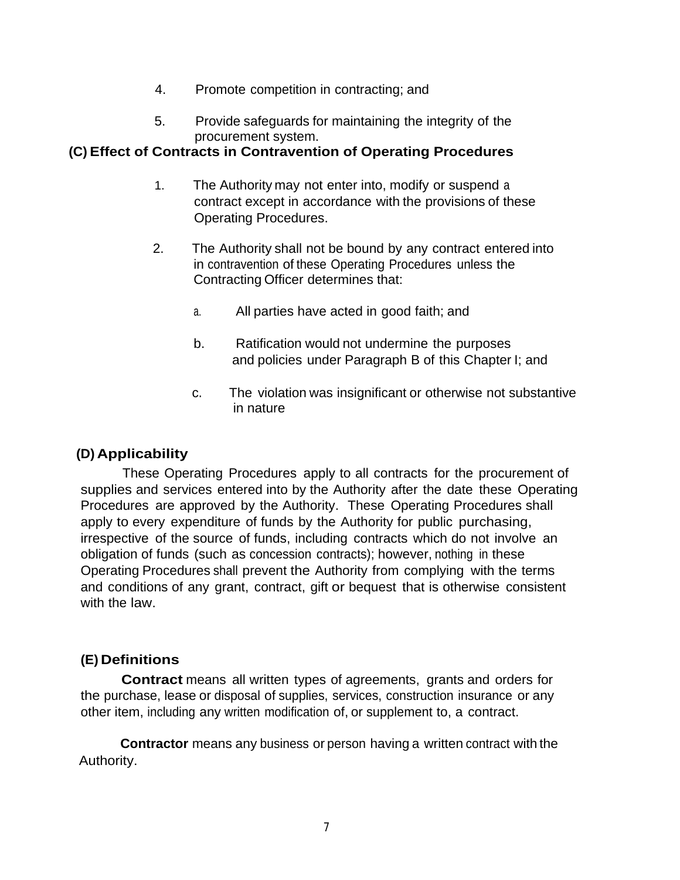4. Promote competition in contracting; and

5. Provide safeguards for maintaining the integrity of the procurement system.

### (C) Effect of Contracts in Contravention of Operating Procedures

1. The Authority may not enter into, modify or suspend a contract except in accordance with the provisions of these Operating Procedures.

2. The Authority shall not be bound by any contract entered into in contravention of these Operating Procedures unless the Contracting Officer determines that:

   a. All parties have acted in good faith; and

   b. Ratification would not undermine the purposes and policies under Paragraph B of this Chapter I; and

   c. The violation was insignificant or otherwise not substantive in nature

### (D) Applicability

These Operating Procedures apply to all contracts for the procurement of supplies and services entered into by the Authority after the date these Operating Procedures are approved by the Authority. These Operating Procedures shall apply to every expenditure of funds by the Authority for public purchasing, irrespective of the source of funds, including contracts which do not involve an obligation of funds (such as concession contracts); however, nothing in these Operating Procedures shall prevent the Authority from complying with the terms and conditions of any grant, contract, gift or bequest that is otherwise consistent with the law.

### (E) Definitions

**Contract** means all written types of agreements, grants and orders for the purchase, lease or disposal of supplies, services, construction insurance or any other item, including any written modification of, or supplement to, a contract.

**Contractor** means any business or person having a written contract with the Authority.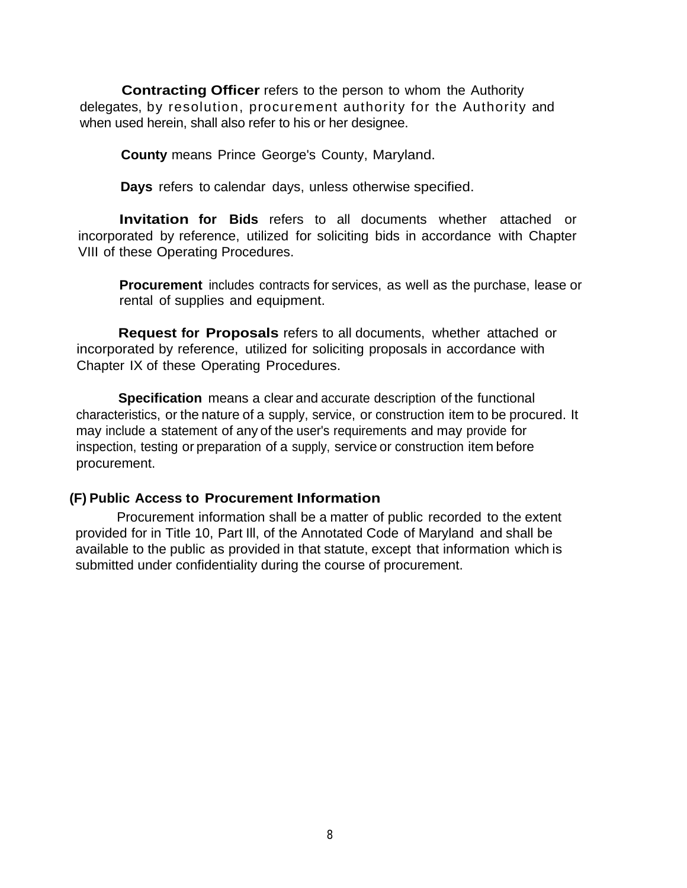**Contracting Officer** refers to the person to whom the Authority delegates, by resolution, procurement authority for the Authority and when used herein, shall also refer to his or her designee.

**County** means Prince George's County, Maryland.

**Days** refers to calendar days, unless otherwise specified.

**Invitation for Bids** refers to all documents whether attached or incorporated by reference, utilized for soliciting bids in accordance with Chapter VIII of these Operating Procedures.

**Procurement** includes contracts for services, as well as the purchase, lease or rental of supplies and equipment.

**Request for Proposals** refers to all documents, whether attached or incorporated by reference, utilized for soliciting proposals in accordance with Chapter IX of these Operating Procedures.

**Specification** means a clear and accurate description of the functional characteristics, or the nature of a supply, service, or construction item to be procured. It may include a statement of any of the user's requirements and may provide for inspection, testing or preparation of a supply, service or construction item before procurement.

**(F) Public Access to Procurement Information**

Procurement information shall be a matter of public recorded to the extent provided for in Title 10, Part Ill, of the Annotated Code of Maryland and shall be available to the public as provided in that statute, except that information which is submitted under confidentiality during the course of procurement.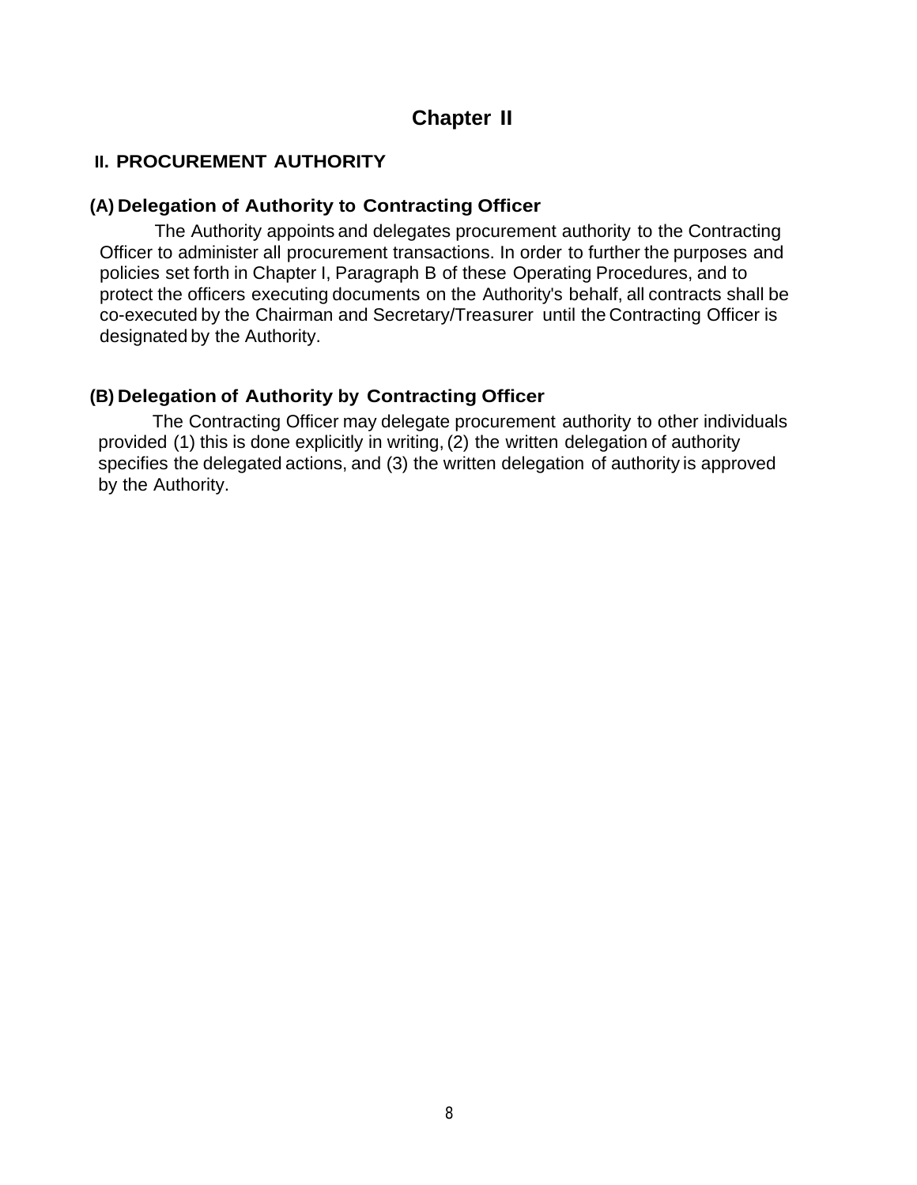# Chapter II

## II. PROCUREMENT AUTHORITY

### (A) Delegation of Authority to Contracting Officer

The Authority appoints and delegates procurement authority to the Contracting Officer to administer all procurement transactions. In order to further the purposes and policies set forth in Chapter I, Paragraph B of these Operating Procedures, and to protect the officers executing documents on the Authority's behalf, all contracts shall be co-executed by the Chairman and Secretary/Treasurer until the Contracting Officer is designated by the Authority.

### (B) Delegation of Authority by Contracting Officer

The Contracting Officer may delegate procurement authority to other individuals provided (1) this is done explicitly in writing, (2) the written delegation of authority specifies the delegated actions, and (3) the written delegation of authority is approved by the Authority.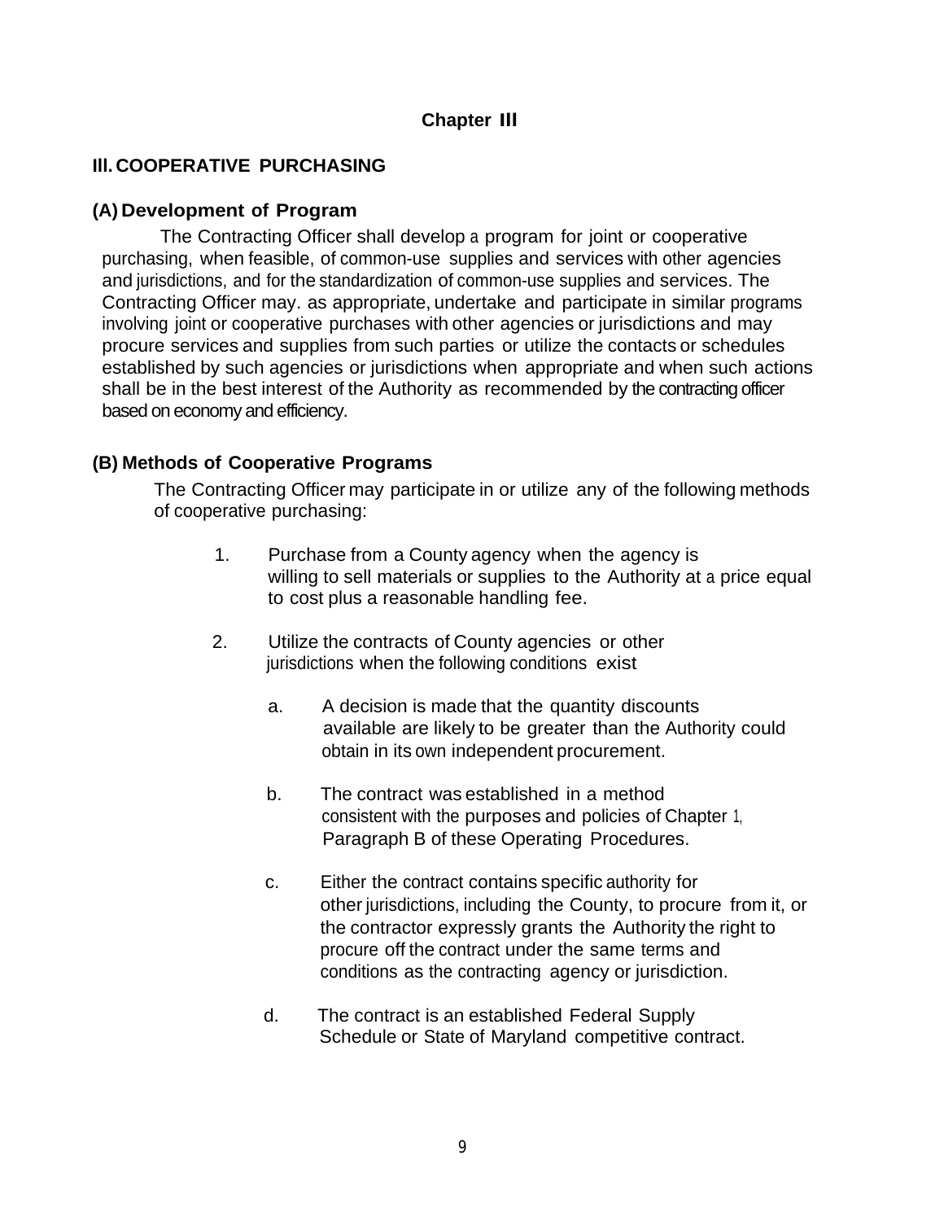**Chapter III**

## III. COOPERATIVE PURCHASING

### (A) Development of Program

The Contracting Officer shall develop a program for joint or cooperative purchasing, when feasible, of common-use supplies and services with other agencies and jurisdictions, and for the standardization of common-use supplies and services. The Contracting Officer may. as appropriate, undertake and participate in similar programs involving joint or cooperative purchases with other agencies or jurisdictions and may procure services and supplies from such parties or utilize the contacts or schedules established by such agencies or jurisdictions when appropriate and when such actions shall be in the best interest of the Authority as recommended by the contracting officer based on economy and efficiency.

### (B) Methods of Cooperative Programs

The Contracting Officer may participate in or utilize any of the following methods of cooperative purchasing:

1. Purchase from a County agency when the agency is willing to sell materials or supplies to the Authority at a price equal to cost plus a reasonable handling fee.

2. Utilize the contracts of County agencies or other jurisdictions when the following conditions exist

   a. A decision is made that the quantity discounts available are likely to be greater than the Authority could obtain in its own independent procurement.

   b. The contract was established in a method consistent with the purposes and policies of Chapter 1, Paragraph B of these Operating Procedures.

   c. Either the contract contains specific authority for other jurisdictions, including the County, to procure from it, or the contractor expressly grants the Authority the right to procure off the contract under the same terms and conditions as the contracting agency or jurisdiction.

   d. The contract is an established Federal Supply Schedule or State of Maryland competitive contract.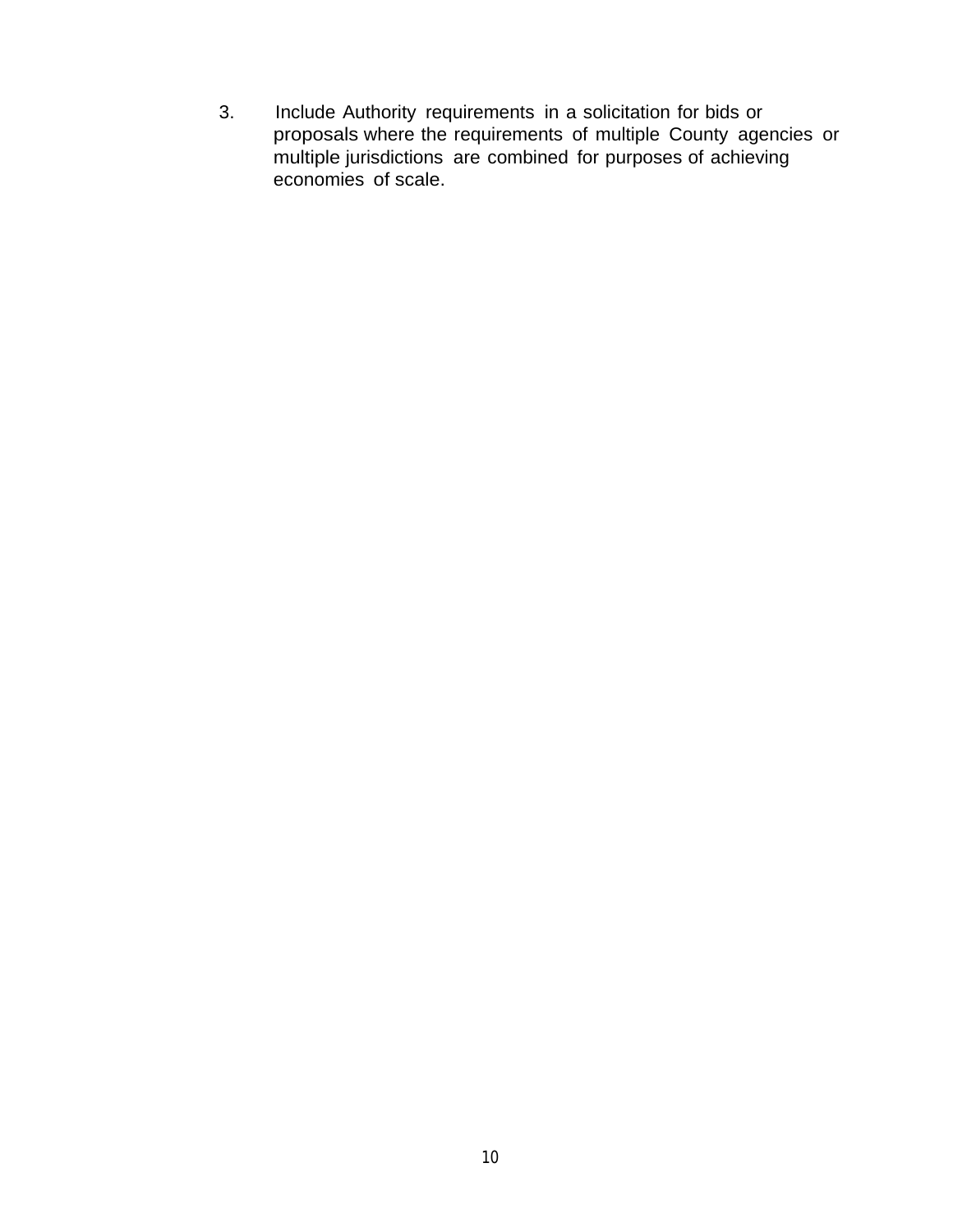3. Include Authority requirements in a solicitation for bids or proposals where the requirements of multiple County agencies or multiple jurisdictions are combined for purposes of achieving economies of scale.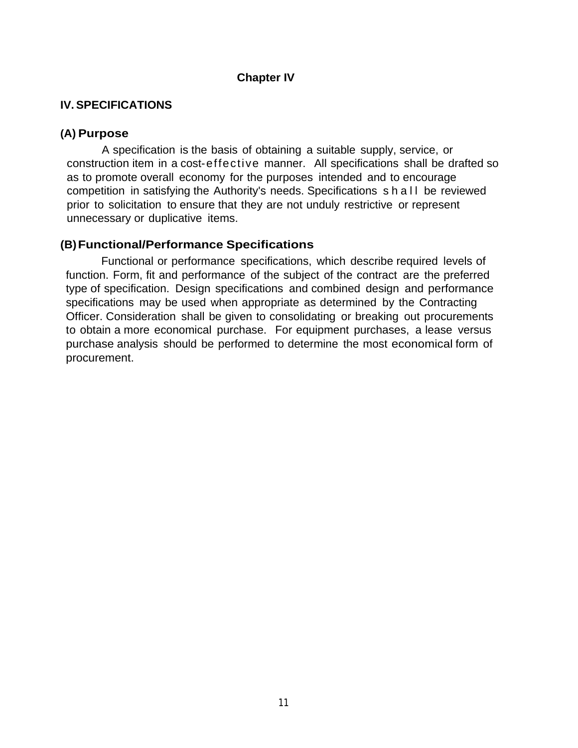# Chapter IV

## IV. SPECIFICATIONS

### (A) Purpose

A specification is the basis of obtaining a suitable supply, service, or construction item in a cost-effective manner. All specifications shall be drafted so as to promote overall economy for the purposes intended and to encourage competition in satisfying the Authority's needs. Specifications shall be reviewed prior to solicitation to ensure that they are not unduly restrictive or represent unnecessary or duplicative items.

### (B) Functional/Performance Specifications

Functional or performance specifications, which describe required levels of function. Form, fit and performance of the subject of the contract are the preferred type of specification. Design specifications and combined design and performance specifications may be used when appropriate as determined by the Contracting Officer. Consideration shall be given to consolidating or breaking out procurements to obtain a more economical purchase. For equipment purchases, a lease versus purchase analysis should be performed to determine the most economical form of procurement.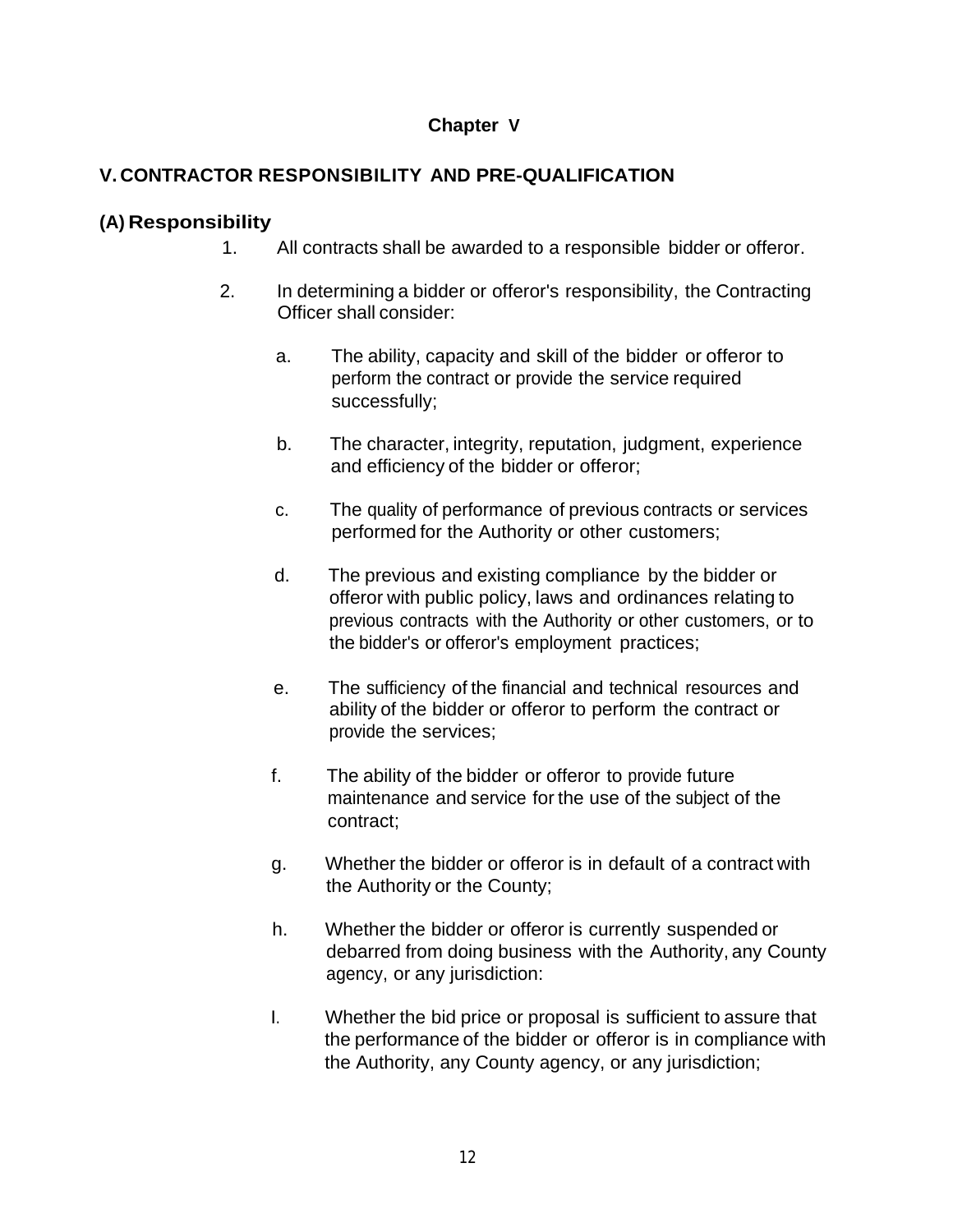**Chapter V**

## V. CONTRACTOR RESPONSIBILITY AND PRE-QUALIFICATION

### (A) Responsibility

1. All contracts shall be awarded to a responsible bidder or offeror.

2. In determining a bidder or offeror's responsibility, the Contracting Officer shall consider:

   a. The ability, capacity and skill of the bidder or offeror to perform the contract or provide the service required successfully;

   b. The character, integrity, reputation, judgment, experience and efficiency of the bidder or offeror;

   c. The quality of performance of previous contracts or services performed for the Authority or other customers;

   d. The previous and existing compliance by the bidder or offeror with public policy, laws and ordinances relating to previous contracts with the Authority or other customers, or to the bidder's or offeror's employment practices;

   e. The sufficiency of the financial and technical resources and ability of the bidder or offeror to perform the contract or provide the services;

   f. The ability of the bidder or offeror to provide future maintenance and service for the use of the subject of the contract;

   g. Whether the bidder or offeror is in default of a contract with the Authority or the County;

   h. Whether the bidder or offeror is currently suspended or debarred from doing business with the Authority, any County agency, or any jurisdiction:

   I. Whether the bid price or proposal is sufficient to assure that the performance of the bidder or offeror is in compliance with the Authority, any County agency, or any jurisdiction;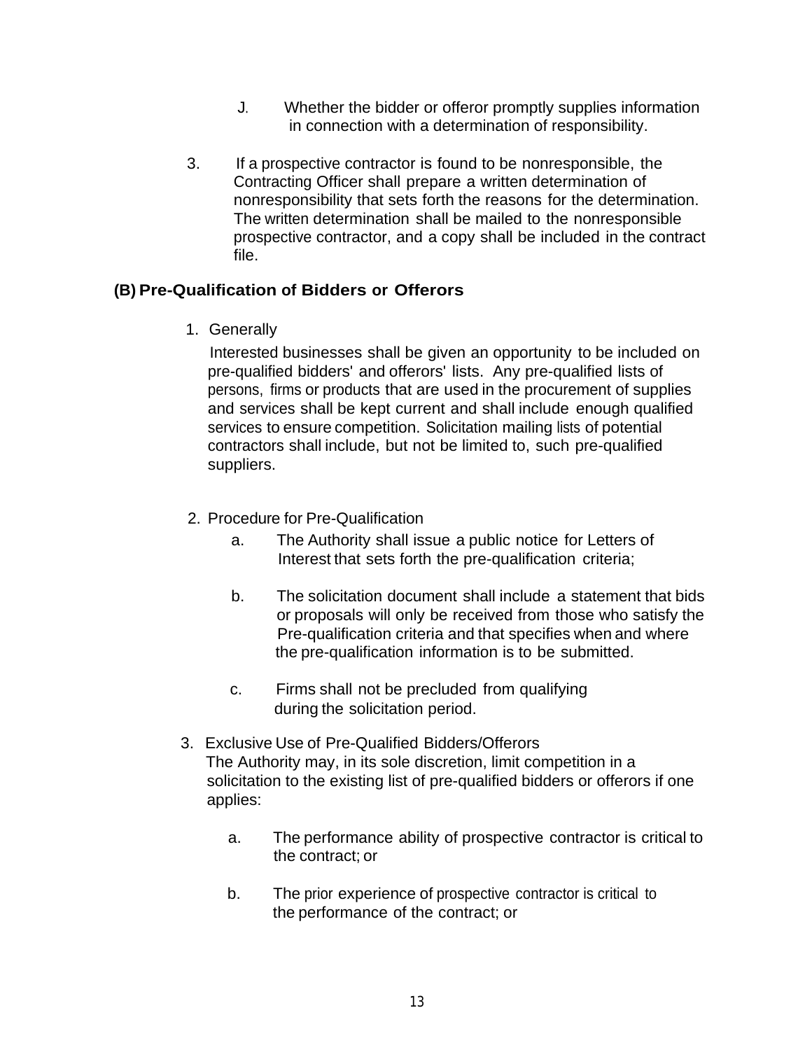J. Whether the bidder or offeror promptly supplies information in connection with a determination of responsibility.

3. If a prospective contractor is found to be nonresponsible, the Contracting Officer shall prepare a written determination of nonresponsibility that sets forth the reasons for the determination. The written determination shall be mailed to the nonresponsible prospective contractor, and a copy shall be included in the contract file.

### (B) Pre-Qualification of Bidders or Offerors

1. Generally

   Interested businesses shall be given an opportunity to be included on pre-qualified bidders' and offerors' lists. Any pre-qualified lists of persons, firms or products that are used in the procurement of supplies and services shall be kept current and shall include enough qualified services to ensure competition. Solicitation mailing lists of potential contractors shall include, but not be limited to, such pre-qualified suppliers.

2. Procedure for Pre-Qualification

   a. The Authority shall issue a public notice for Letters of Interest that sets forth the pre-qualification criteria;

   b. The solicitation document shall include a statement that bids or proposals will only be received from those who satisfy the Pre-qualification criteria and that specifies when and where the pre-qualification information is to be submitted.

   c. Firms shall not be precluded from qualifying during the solicitation period.

3. Exclusive Use of Pre-Qualified Bidders/Offerors

   The Authority may, in its sole discretion, limit competition in a solicitation to the existing list of pre-qualified bidders or offerors if one applies:

   a. The performance ability of prospective contractor is critical to the contract; or

   b. The prior experience of prospective contractor is critical to the performance of the contract; or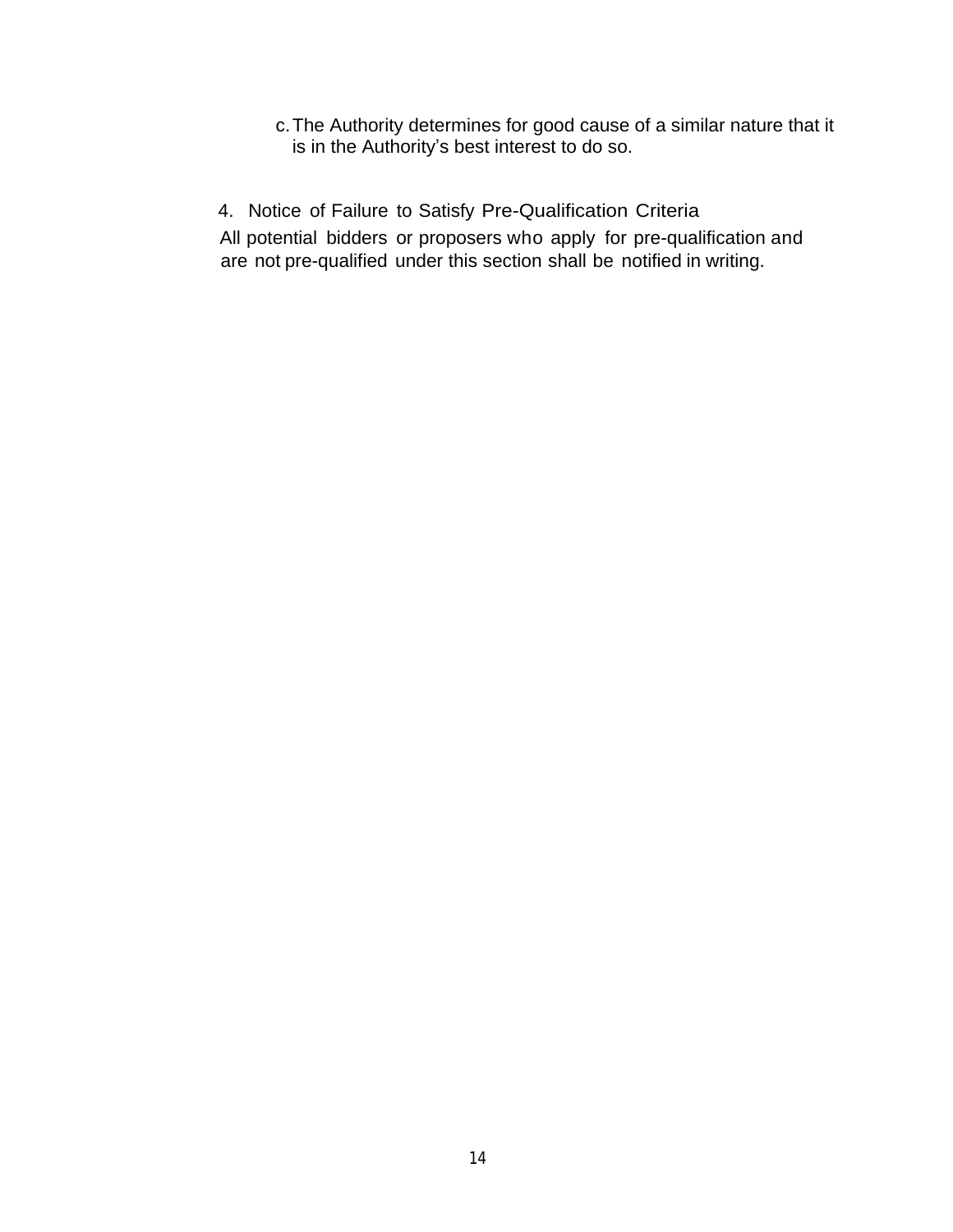c. The Authority determines for good cause of a similar nature that it is in the Authority's best interest to do so.

4. Notice of Failure to Satisfy Pre-Qualification Criteria

All potential bidders or proposers who apply for pre-qualification and are not pre-qualified under this section shall be notified in writing.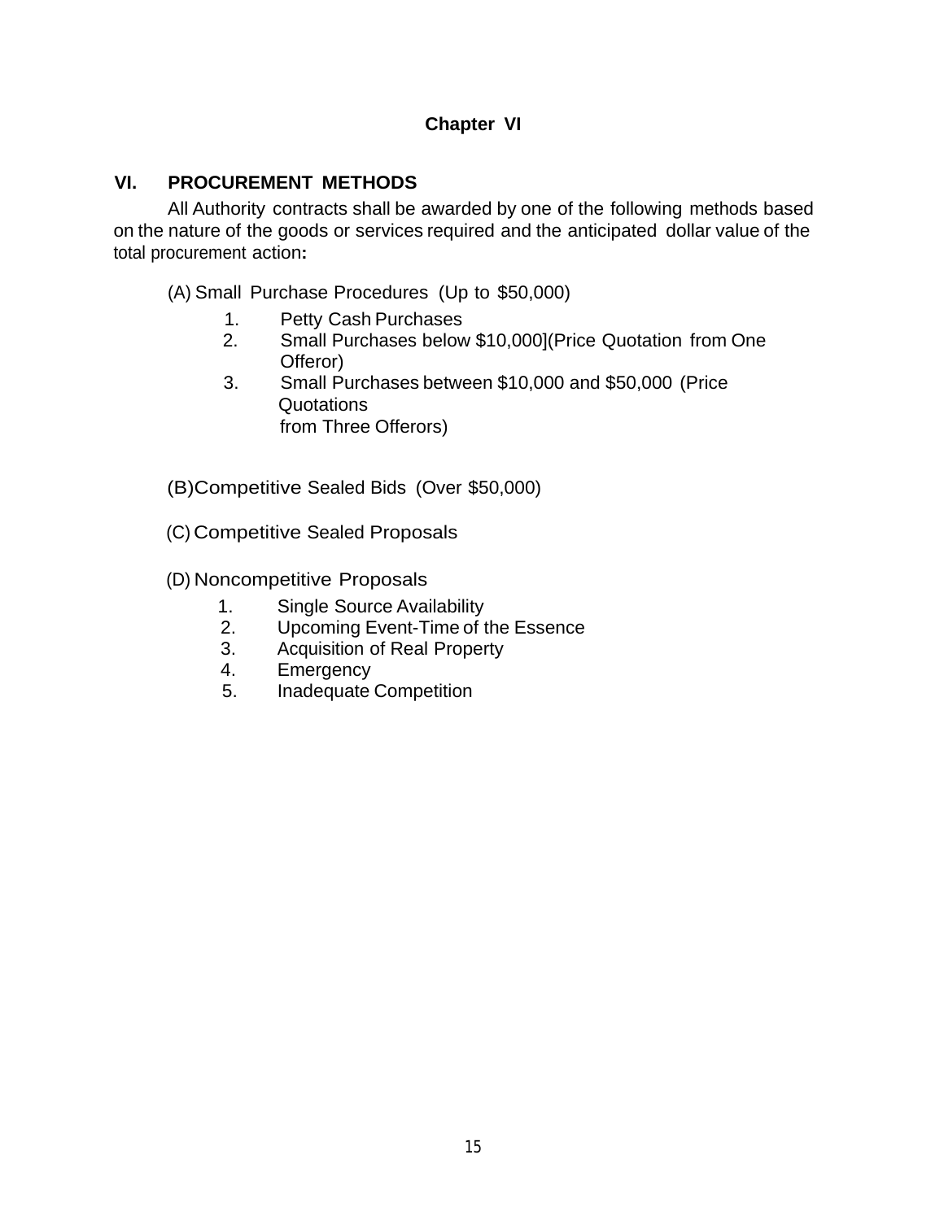# Chapter VI

## VI. PROCUREMENT METHODS

All Authority contracts shall be awarded by one of the following methods based on the nature of the goods or services required and the anticipated dollar value of the total procurement action**:**

(A) Small Purchase Procedures (Up to $50,000)

1. Petty Cash Purchases
2. Small Purchases below $10,000](Price Quotation from One Offeror)
3. Small Purchases between $10,000 and $50,000 (Price Quotations from Three Offerors)

(B)Competitive Sealed Bids (Over $50,000)

(C) Competitive Sealed Proposals

(D) Noncompetitive Proposals

1. Single Source Availability
2. Upcoming Event-Time of the Essence
3. Acquisition of Real Property
4. Emergency
5. Inadequate Competition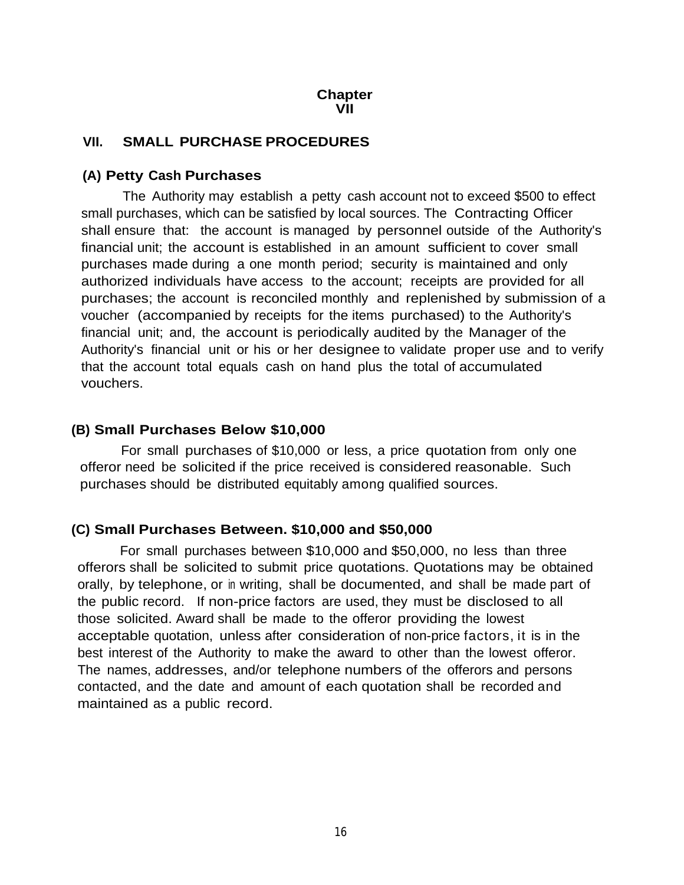# Chapter VII

## VII. SMALL PURCHASE PROCEDURES

### (A) Petty Cash Purchases

The Authority may establish a petty cash account not to exceed $500 to effect small purchases, which can be satisfied by local sources. The Contracting Officer shall ensure that: the account is managed by personnel outside of the Authority's financial unit; the account is established in an amount sufficient to cover small purchases made during a one month period; security is maintained and only authorized individuals have access to the account; receipts are provided for all purchases; the account is reconciled monthly and replenished by submission of a voucher (accompanied by receipts for the items purchased) to the Authority's financial unit; and, the account is periodically audited by the Manager of the Authority's financial unit or his or her designee to validate proper use and to verify that the account total equals cash on hand plus the total of accumulated vouchers.

### (B) Small Purchases Below $10,000

For small purchases of $10,000 or less, a price quotation from only one offeror need be solicited if the price received is considered reasonable. Such purchases should be distributed equitably among qualified sources.

### (C) Small Purchases Between. $10,000 and $50,000

For small purchases between $10,000 and $50,000, no less than three offerors shall be solicited to submit price quotations. Quotations may be obtained orally, by telephone, or in writing, shall be documented, and shall be made part of the public record. If non-price factors are used, they must be disclosed to all those solicited. Award shall be made to the offeror providing the lowest acceptable quotation, unless after consideration of non-price factors, it is in the best interest of the Authority to make the award to other than the lowest offeror. The names, addresses, and/or telephone numbers of the offerors and persons contacted, and the date and amount of each quotation shall be recorded and maintained as a public record.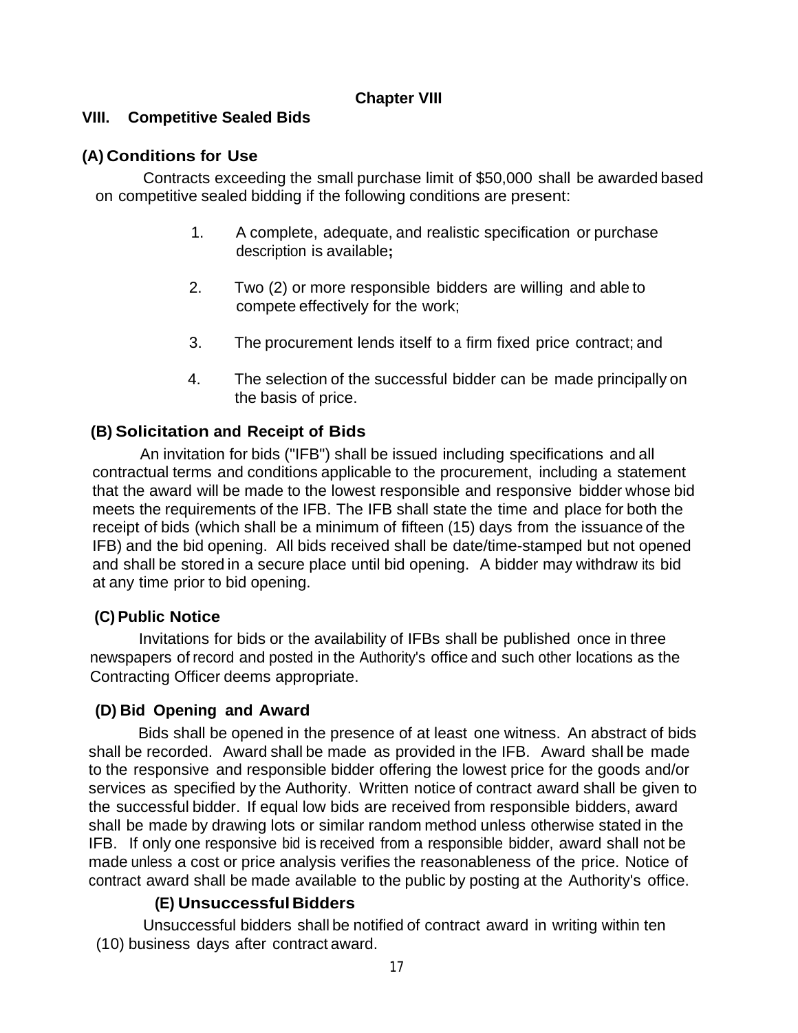# Chapter VIII

## VIII. Competitive Sealed Bids

### (A) Conditions for Use

Contracts exceeding the small purchase limit of $50,000 shall be awarded based on competitive sealed bidding if the following conditions are present:

1. A complete, adequate, and realistic specification or purchase description is available**;**
2. Two (2) or more responsible bidders are willing and able to compete effectively for the work;
3. The procurement lends itself to a firm fixed price contract; and
4. The selection of the successful bidder can be made principally on the basis of price.

### (B) Solicitation and Receipt of Bids

An invitation for bids ("IFB") shall be issued including specifications and all contractual terms and conditions applicable to the procurement, including a statement that the award will be made to the lowest responsible and responsive bidder whose bid meets the requirements of the IFB. The IFB shall state the time and place for both the receipt of bids (which shall be a minimum of fifteen (15) days from the issuance of the IFB) and the bid opening. All bids received shall be date/time-stamped but not opened and shall be stored in a secure place until bid opening. A bidder may withdraw its bid at any time prior to bid opening.

### (C) Public Notice

Invitations for bids or the availability of IFBs shall be published once in three newspapers of record and posted in the Authority's office and such other locations as the Contracting Officer deems appropriate.

### (D) Bid Opening and Award

Bids shall be opened in the presence of at least one witness. An abstract of bids shall be recorded. Award shall be made as provided in the IFB. Award shall be made to the responsive and responsible bidder offering the lowest price for the goods and/or services as specified by the Authority. Written notice of contract award shall be given to the successful bidder. If equal low bids are received from responsible bidders, award shall be made by drawing lots or similar random method unless otherwise stated in the IFB. If only one responsive bid is received from a responsible bidder, award shall not be made unless a cost or price analysis verifies the reasonableness of the price. Notice of contract award shall be made available to the public by posting at the Authority's office.

### (E) Unsuccessful Bidders

Unsuccessful bidders shall be notified of contract award in writing within ten (10) business days after contract award.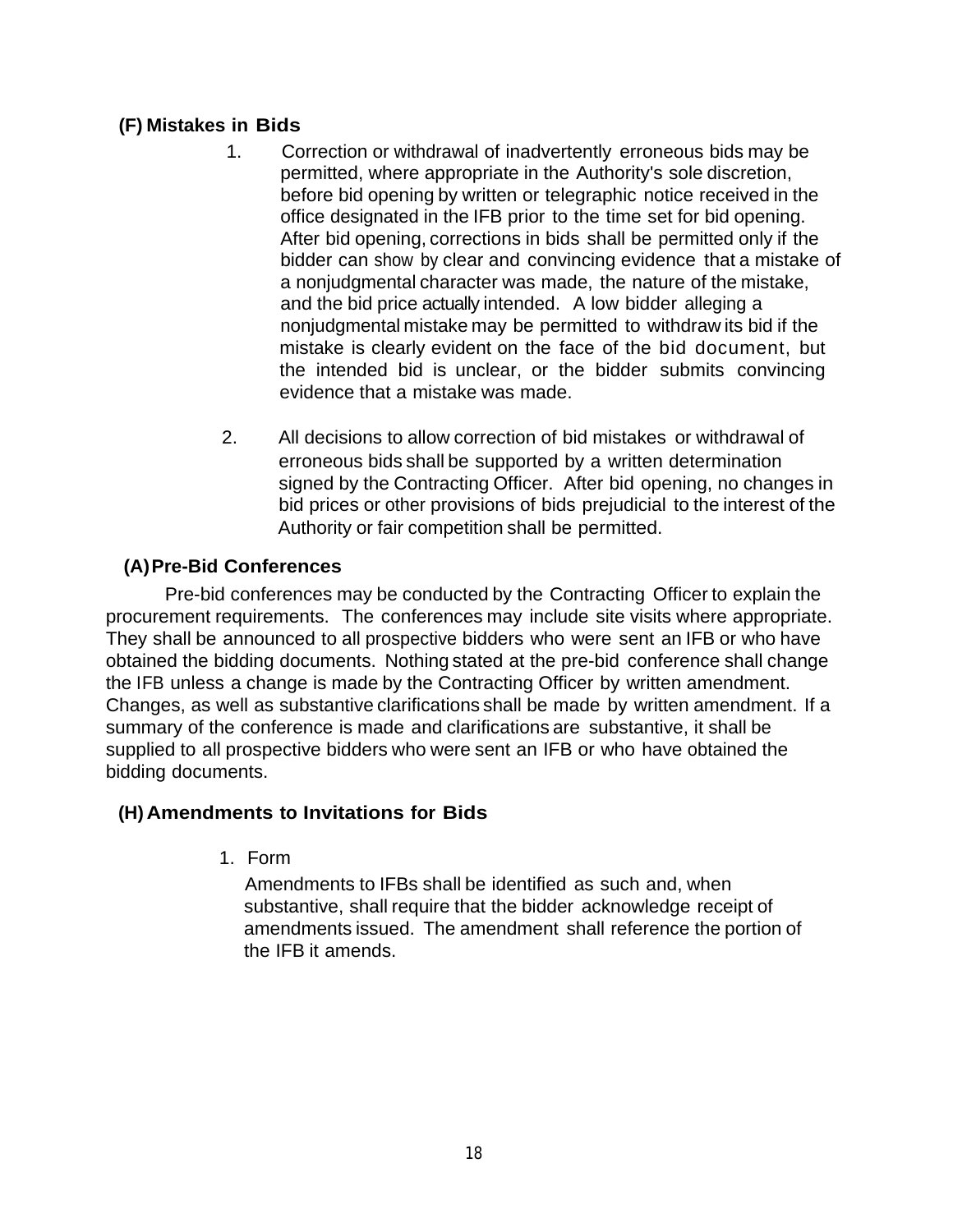### (F) Mistakes in Bids

1. Correction or withdrawal of inadvertently erroneous bids may be permitted, where appropriate in the Authority's sole discretion, before bid opening by written or telegraphic notice received in the office designated in the IFB prior to the time set for bid opening. After bid opening, corrections in bids shall be permitted only if the bidder can show by clear and convincing evidence that a mistake of a nonjudgmental character was made, the nature of the mistake, and the bid price actually intended. A low bidder alleging a nonjudgmental mistake may be permitted to withdraw its bid if the mistake is clearly evident on the face of the bid document, but the intended bid is unclear, or the bidder submits convincing evidence that a mistake was made.

2. All decisions to allow correction of bid mistakes or withdrawal of erroneous bids shall be supported by a written determination signed by the Contracting Officer. After bid opening, no changes in bid prices or other provisions of bids prejudicial to the interest of the Authority or fair competition shall be permitted.

### (A) Pre-Bid Conferences

Pre-bid conferences may be conducted by the Contracting Officer to explain the procurement requirements. The conferences may include site visits where appropriate. They shall be announced to all prospective bidders who were sent an IFB or who have obtained the bidding documents. Nothing stated at the pre-bid conference shall change the IFB unless a change is made by the Contracting Officer by written amendment. Changes, as well as substantive clarifications shall be made by written amendment. If a summary of the conference is made and clarifications are substantive, it shall be supplied to all prospective bidders who were sent an IFB or who have obtained the bidding documents.

### (H) Amendments to Invitations for Bids

1. Form

   Amendments to IFBs shall be identified as such and, when substantive, shall require that the bidder acknowledge receipt of amendments issued. The amendment shall reference the portion of the IFB it amends.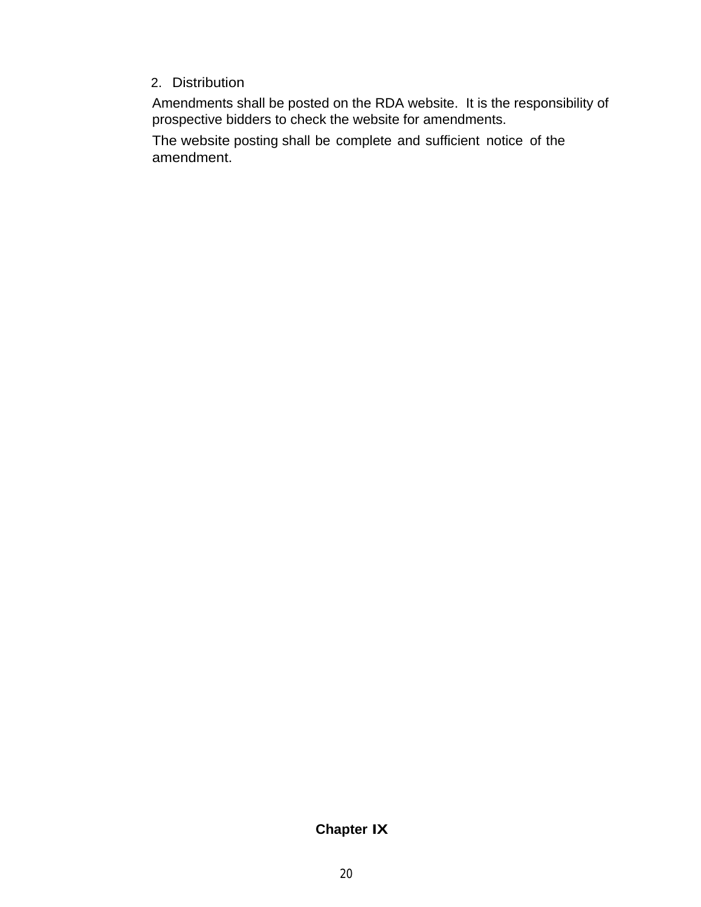2. Distribution

Amendments shall be posted on the RDA website. It is the responsibility of prospective bidders to check the website for amendments.

The website posting shall be complete and sufficient notice of the amendment.

**Chapter IX**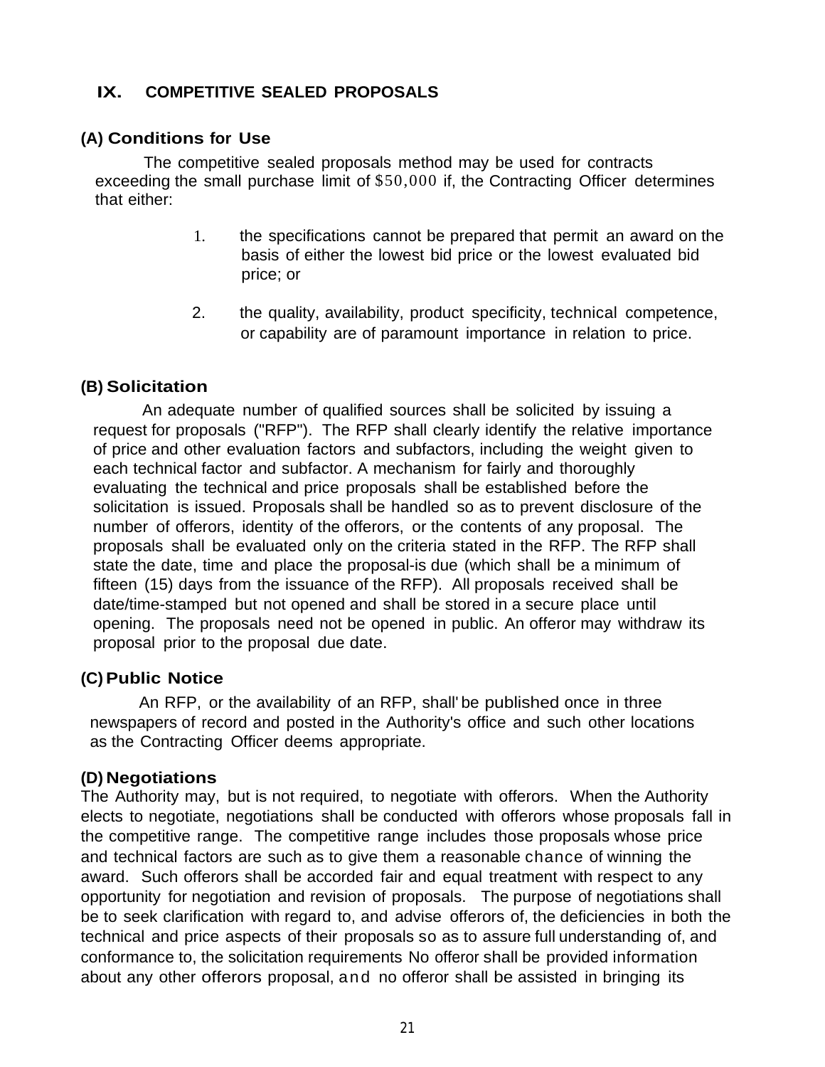## IX. COMPETITIVE SEALED PROPOSALS

### (A) Conditions for Use

The competitive sealed proposals method may be used for contracts exceeding the small purchase limit of $50,000 if, the Contracting Officer determines that either:

1. the specifications cannot be prepared that permit an award on the basis of either the lowest bid price or the lowest evaluated bid price; or

2. the quality, availability, product specificity, technical competence, or capability are of paramount importance in relation to price.

### (B) Solicitation

An adequate number of qualified sources shall be solicited by issuing a request for proposals ("RFP"). The RFP shall clearly identify the relative importance of price and other evaluation factors and subfactors, including the weight given to each technical factor and subfactor. A mechanism for fairly and thoroughly evaluating the technical and price proposals shall be established before the solicitation is issued. Proposals shall be handled so as to prevent disclosure of the number of offerors, identity of the offerors, or the contents of any proposal. The proposals shall be evaluated only on the criteria stated in the RFP. The RFP shall state the date, time and place the proposal-is due (which shall be a minimum of fifteen (15) days from the issuance of the RFP). All proposals received shall be date/time-stamped but not opened and shall be stored in a secure place until opening. The proposals need not be opened in public. An offeror may withdraw its proposal prior to the proposal due date.

### (C) Public Notice

An RFP, or the availability of an RFP, shall' be published once in three newspapers of record and posted in the Authority's office and such other locations as the Contracting Officer deems appropriate.

### (D) Negotiations

The Authority may, but is not required, to negotiate with offerors. When the Authority elects to negotiate, negotiations shall be conducted with offerors whose proposals fall in the competitive range. The competitive range includes those proposals whose price and technical factors are such as to give them a reasonable chance of winning the award. Such offerors shall be accorded fair and equal treatment with respect to any opportunity for negotiation and revision of proposals. The purpose of negotiations shall be to seek clarification with regard to, and advise offerors of, the deficiencies in both the technical and price aspects of their proposals so as to assure full understanding of, and conformance to, the solicitation requirements No offeror shall be provided information about any other offerors proposal, and no offeror shall be assisted in bringing its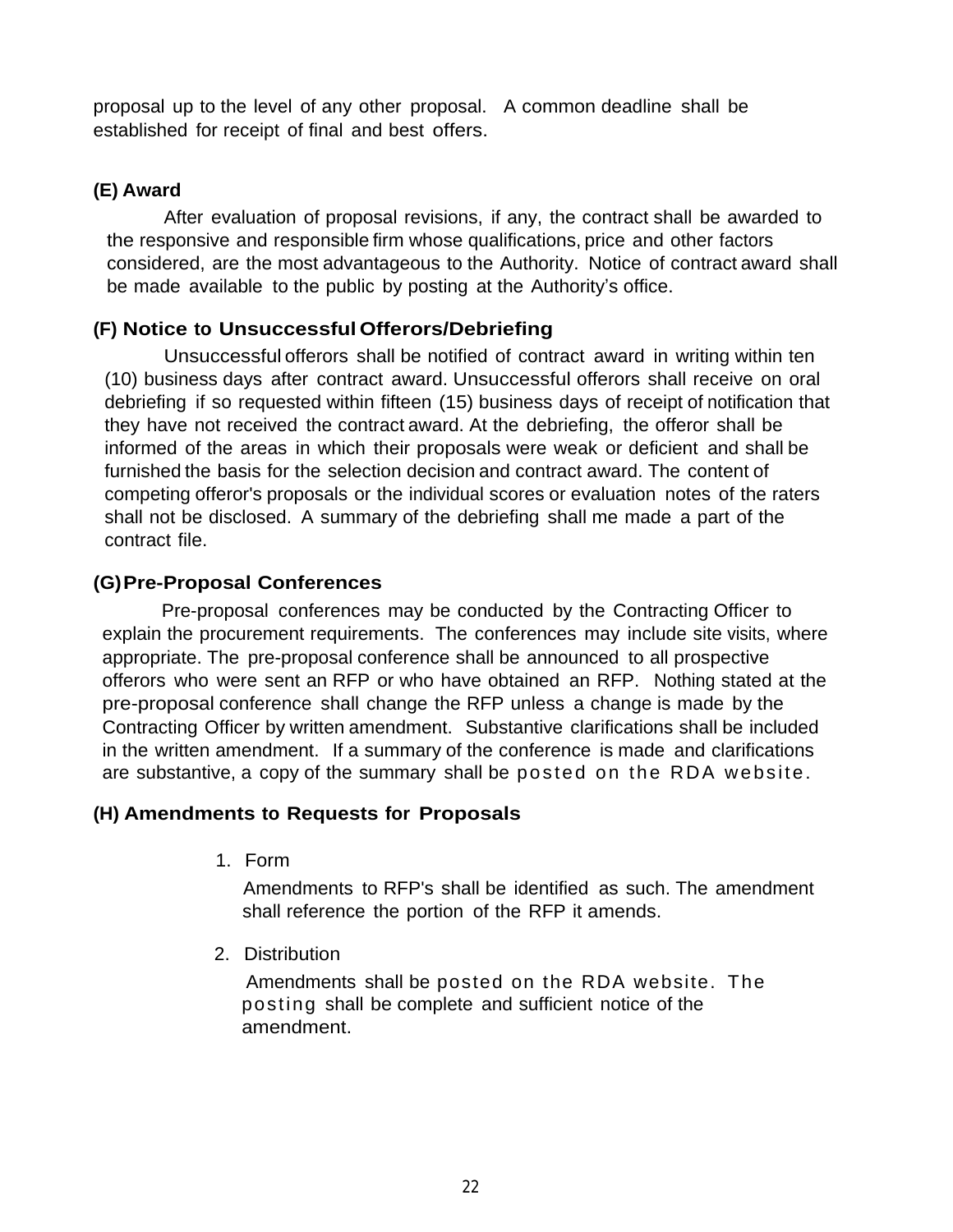proposal up to the level of any other proposal. A common deadline shall be established for receipt of final and best offers.

### (E) Award

After evaluation of proposal revisions, if any, the contract shall be awarded to the responsive and responsible firm whose qualifications, price and other factors considered, are the most advantageous to the Authority. Notice of contract award shall be made available to the public by posting at the Authority's office.

### (F) Notice to Unsuccessful Offerors/Debriefing

Unsuccessful offerors shall be notified of contract award in writing within ten (10) business days after contract award. Unsuccessful offerors shall receive on oral debriefing if so requested within fifteen (15) business days of receipt of notification that they have not received the contract award. At the debriefing, the offeror shall be informed of the areas in which their proposals were weak or deficient and shall be furnished the basis for the selection decision and contract award. The content of competing offeror's proposals or the individual scores or evaluation notes of the raters shall not be disclosed. A summary of the debriefing shall me made a part of the contract file.

### (G) Pre-Proposal Conferences

Pre-proposal conferences may be conducted by the Contracting Officer to explain the procurement requirements. The conferences may include site visits, where appropriate. The pre-proposal conference shall be announced to all prospective offerors who were sent an RFP or who have obtained an RFP. Nothing stated at the pre-proposal conference shall change the RFP unless a change is made by the Contracting Officer by written amendment. Substantive clarifications shall be included in the written amendment. If a summary of the conference is made and clarifications are substantive, a copy of the summary shall be posted on the RDA website.

### (H) Amendments to Requests for Proposals

1. Form

   Amendments to RFP's shall be identified as such. The amendment shall reference the portion of the RFP it amends.

2. Distribution

   Amendments shall be posted on the RDA website. The posting shall be complete and sufficient notice of the amendment.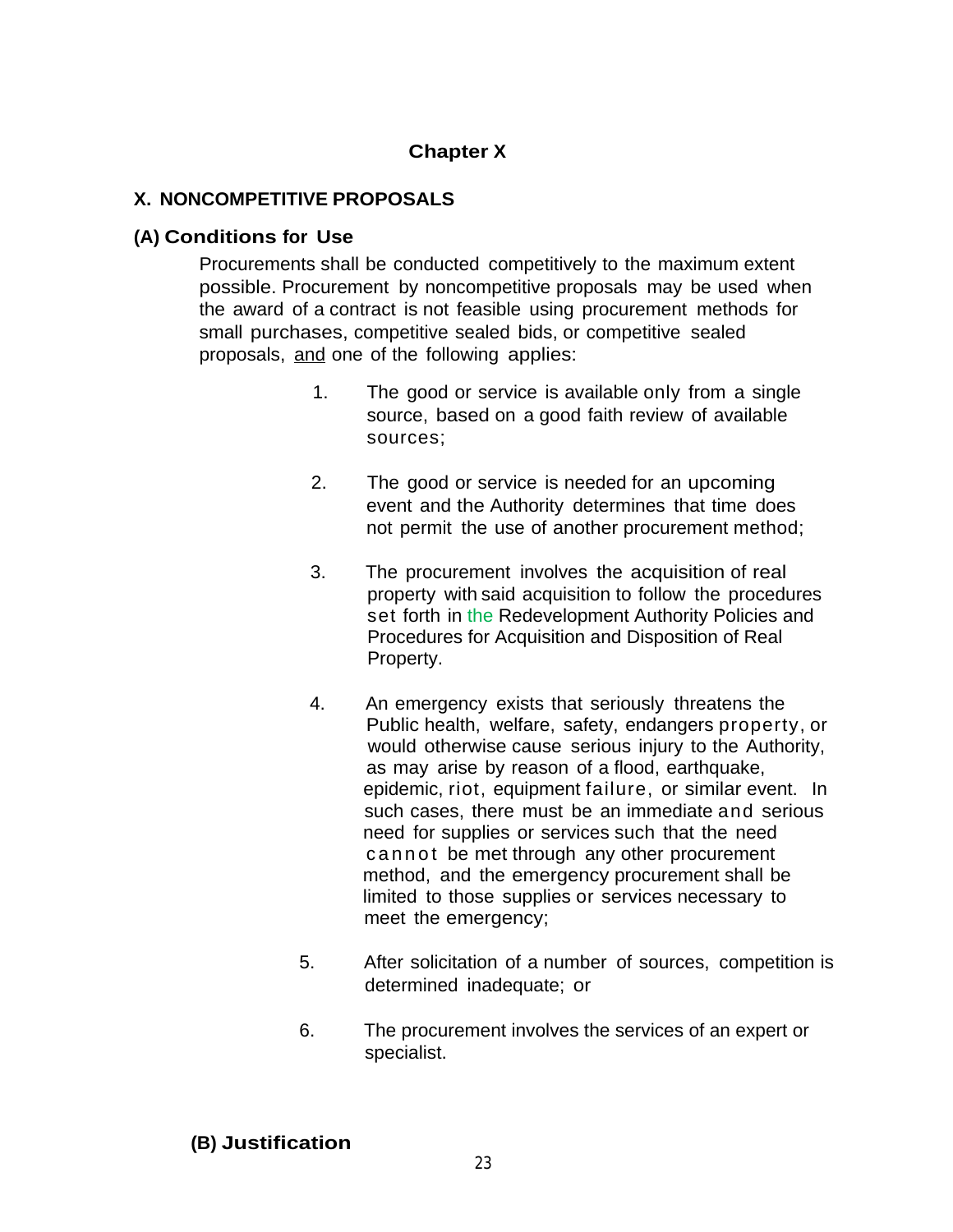# Chapter X

## X. NONCOMPETITIVE PROPOSALS

### (A) Conditions for Use

Procurements shall be conducted competitively to the maximum extent possible. Procurement by noncompetitive proposals may be used when the award of a contract is not feasible using procurement methods for small purchases, competitive sealed bids, or competitive sealed proposals, <u>and</u> one of the following applies:

1. The good or service is available only from a single source, based on a good faith review of available sources;

2. The good or service is needed for an upcoming event and the Authority determines that time does not permit the use of another procurement method;

3. The procurement involves the acquisition of real property with said acquisition to follow the procedures set forth in the Redevelopment Authority Policies and Procedures for Acquisition and Disposition of Real Property.

4. An emergency exists that seriously threatens the Public health, welfare, safety, endangers property, or would otherwise cause serious injury to the Authority, as may arise by reason of a flood, earthquake, epidemic, riot, equipment failure, or similar event. In such cases, there must be an immediate and serious need for supplies or services such that the need cannot be met through any other procurement method, and the emergency procurement shall be limited to those supplies or services necessary to meet the emergency;

5. After solicitation of a number of sources, competition is determined inadequate; or

6. The procurement involves the services of an expert or specialist.

### (B) Justification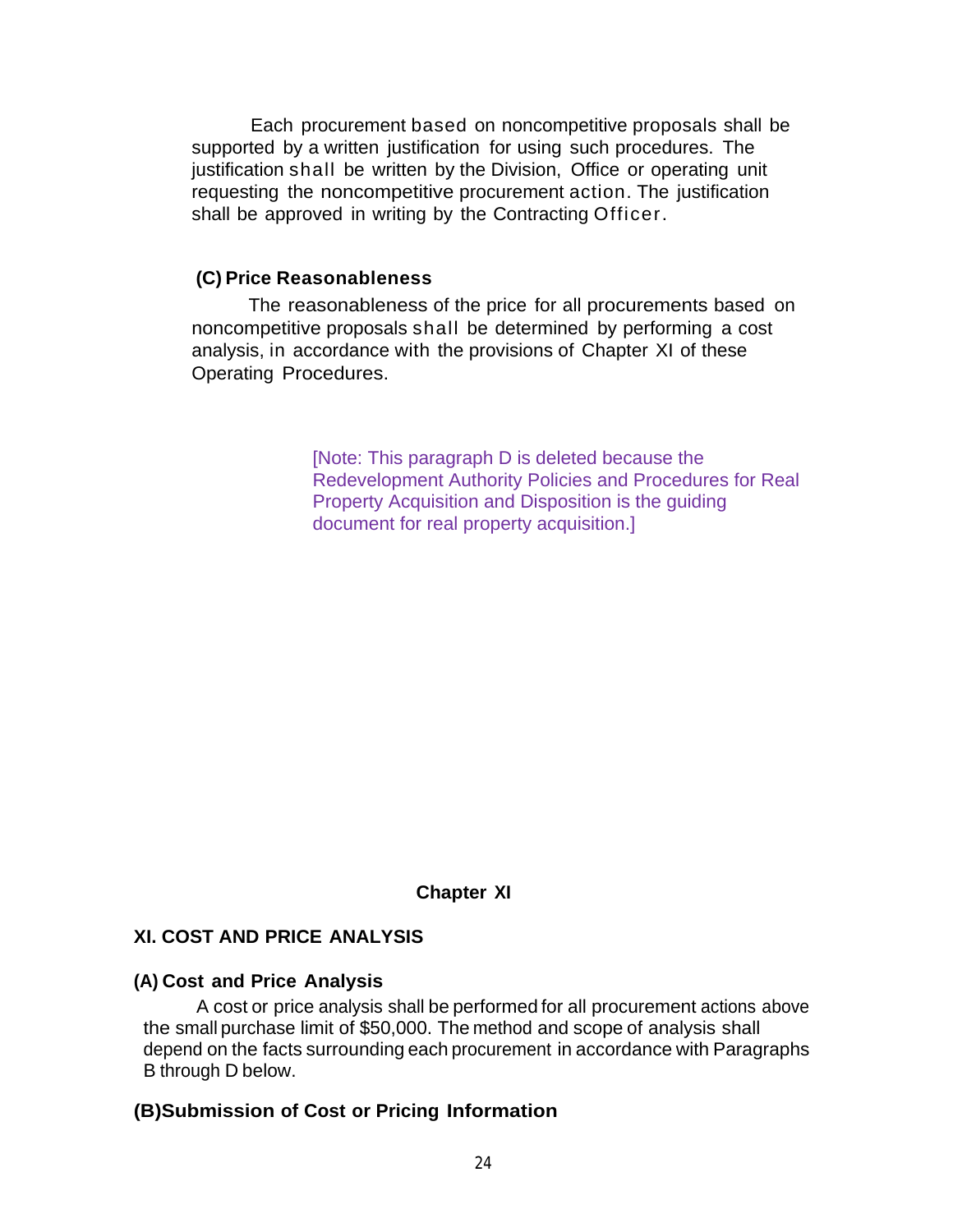Each procurement based on noncompetitive proposals shall be supported by a written justification for using such procedures. The justification shall be written by the Division, Office or operating unit requesting the noncompetitive procurement action. The justification shall be approved in writing by the Contracting Officer.

### (C) Price Reasonableness

The reasonableness of the price for all procurements based on noncompetitive proposals shall be determined by performing a cost analysis, in accordance with the provisions of Chapter XI of these Operating Procedures.

[Note: This paragraph D is deleted because the Redevelopment Authority Policies and Procedures for Real Property Acquisition and Disposition is the guiding document for real property acquisition.]

## Chapter XI

## XI. COST AND PRICE ANALYSIS

### (A) Cost and Price Analysis

A cost or price analysis shall be performed for all procurement actions above the small purchase limit of $50,000. The method and scope of analysis shall depend on the facts surrounding each procurement in accordance with Paragraphs B through D below.

### (B)Submission of Cost or Pricing Information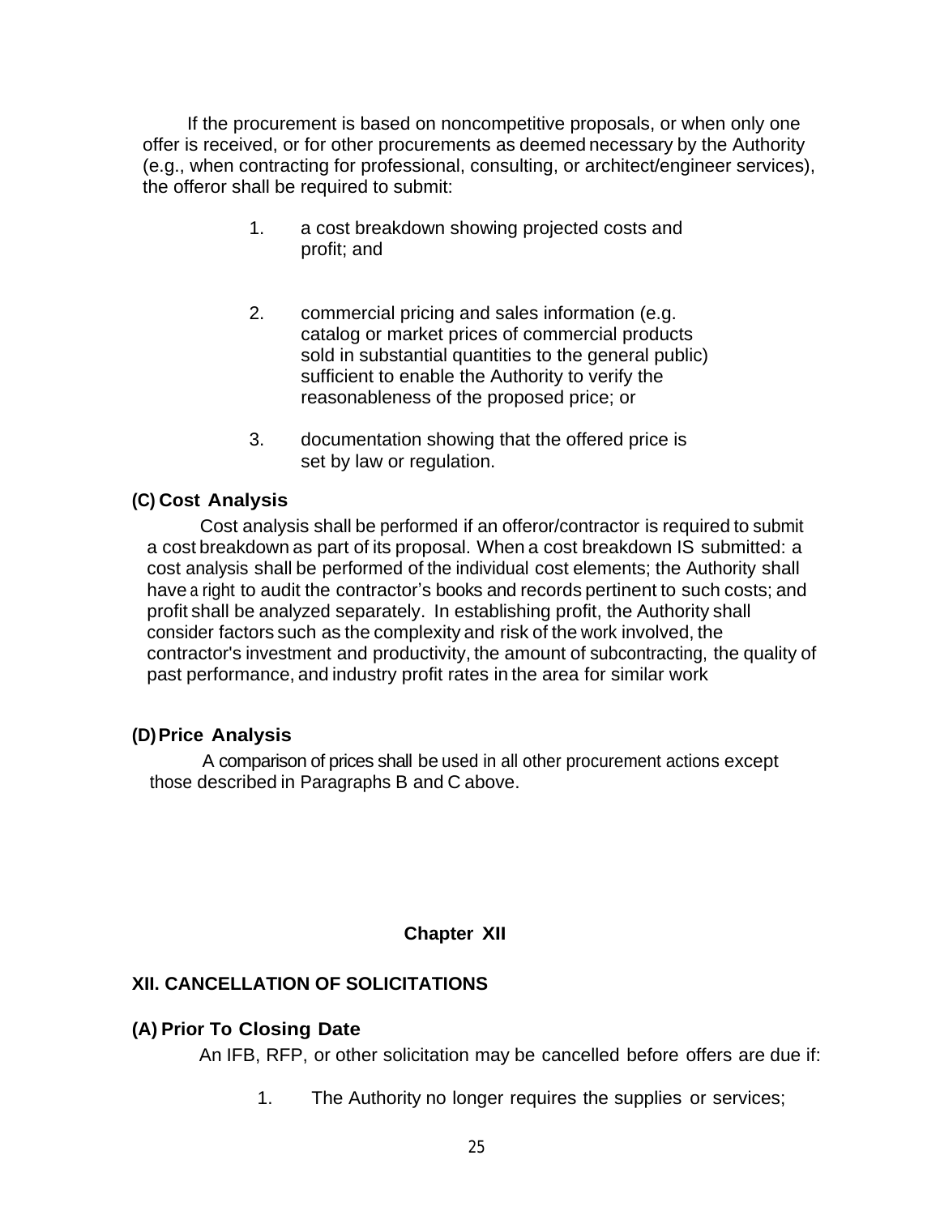If the procurement is based on noncompetitive proposals, or when only one offer is received, or for other procurements as deemed necessary by the Authority (e.g., when contracting for professional, consulting, or architect/engineer services), the offeror shall be required to submit:

1. a cost breakdown showing projected costs and profit; and

2. commercial pricing and sales information (e.g. catalog or market prices of commercial products sold in substantial quantities to the general public) sufficient to enable the Authority to verify the reasonableness of the proposed price; or

3. documentation showing that the offered price is set by law or regulation.

### (C) Cost Analysis

Cost analysis shall be performed if an offeror/contractor is required to submit a cost breakdown as part of its proposal. When a cost breakdown IS submitted: a cost analysis shall be performed of the individual cost elements; the Authority shall have a right to audit the contractor's books and records pertinent to such costs; and profit shall be analyzed separately. In establishing profit, the Authority shall consider factors such as the complexity and risk of the work involved, the contractor's investment and productivity, the amount of subcontracting, the quality of past performance, and industry profit rates in the area for similar work

### (D) Price Analysis

A comparison of prices shall be used in all other procurement actions except those described in Paragraphs B and C above.

## Chapter XII

## XII. CANCELLATION OF SOLICITATIONS

### (A) Prior To Closing Date

An IFB, RFP, or other solicitation may be cancelled before offers are due if:

1. The Authority no longer requires the supplies or services;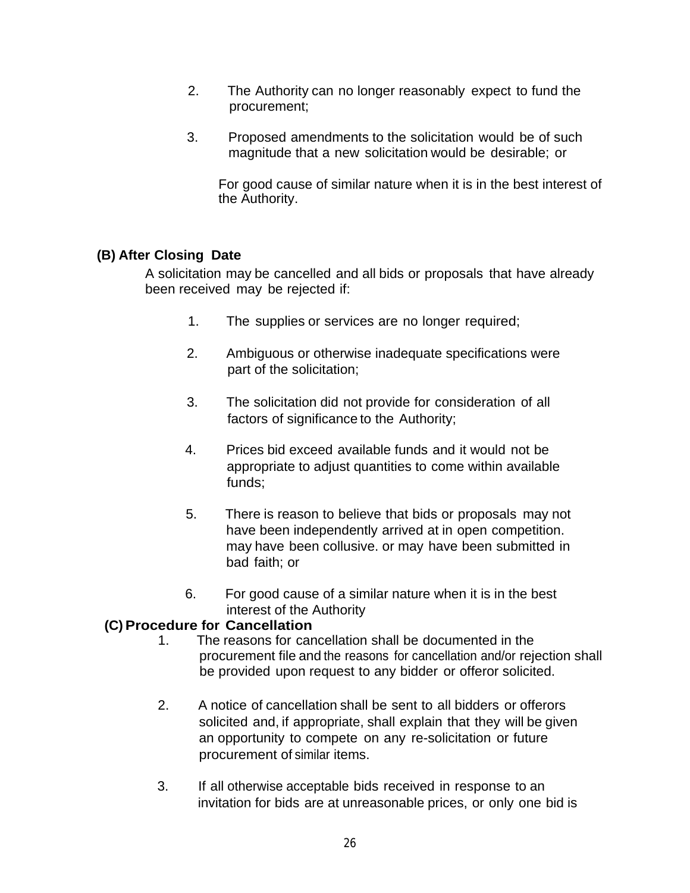2. The Authority can no longer reasonably expect to fund the procurement;

3. Proposed amendments to the solicitation would be of such magnitude that a new solicitation would be desirable; or

   For good cause of similar nature when it is in the best interest of the Authority.

**(B) After Closing Date**

A solicitation may be cancelled and all bids or proposals that have already been received may be rejected if:

1. The supplies or services are no longer required;

2. Ambiguous or otherwise inadequate specifications were part of the solicitation;

3. The solicitation did not provide for consideration of all factors of significance to the Authority;

4. Prices bid exceed available funds and it would not be appropriate to adjust quantities to come within available funds;

5. There is reason to believe that bids or proposals may not have been independently arrived at in open competition. may have been collusive. or may have been submitted in bad faith; or

6. For good cause of a similar nature when it is in the best interest of the Authority

**(C) Procedure for Cancellation**

1. The reasons for cancellation shall be documented in the procurement file and the reasons for cancellation and/or rejection shall be provided upon request to any bidder or offeror solicited.

2. A notice of cancellation shall be sent to all bidders or offerors solicited and, if appropriate, shall explain that they will be given an opportunity to compete on any re-solicitation or future procurement of similar items.

3. If all otherwise acceptable bids received in response to an invitation for bids are at unreasonable prices, or only one bid is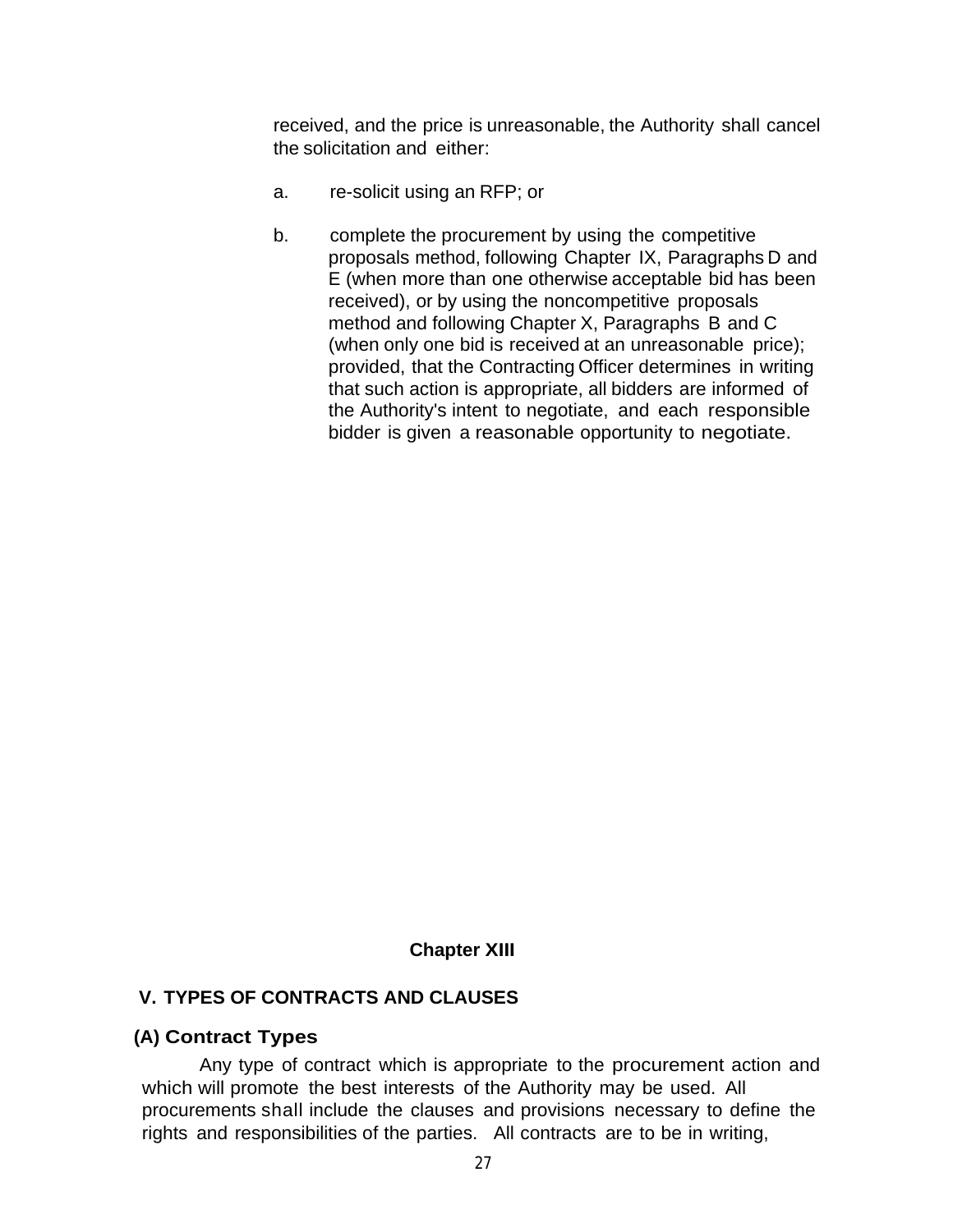received, and the price is unreasonable, the Authority shall cancel the solicitation and either:

a. re-solicit using an RFP; or

b. complete the procurement by using the competitive proposals method, following Chapter IX, Paragraphs D and E (when more than one otherwise acceptable bid has been received), or by using the noncompetitive proposals method and following Chapter X, Paragraphs B and C (when only one bid is received at an unreasonable price); provided, that the Contracting Officer determines in writing that such action is appropriate, all bidders are informed of the Authority's intent to negotiate, and each responsible bidder is given a reasonable opportunity to negotiate.

## Chapter XIII

## V. TYPES OF CONTRACTS AND CLAUSES

### (A) Contract Types

Any type of contract which is appropriate to the procurement action and which will promote the best interests of the Authority may be used. All procurements shall include the clauses and provisions necessary to define the rights and responsibilities of the parties. All contracts are to be in writing,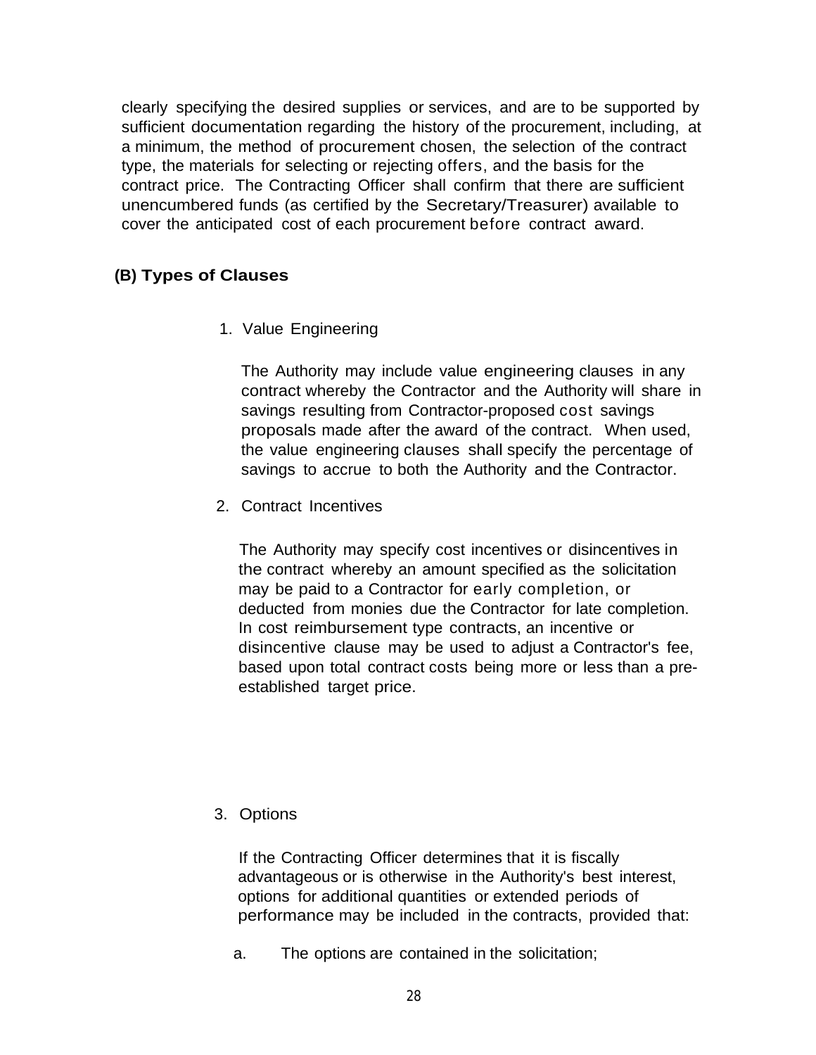clearly specifying the desired supplies or services, and are to be supported by sufficient documentation regarding the history of the procurement, including, at a minimum, the method of procurement chosen, the selection of the contract type, the materials for selecting or rejecting offers, and the basis for the contract price. The Contracting Officer shall confirm that there are sufficient unencumbered funds (as certified by the Secretary/Treasurer) available to cover the anticipated cost of each procurement before contract award.

### (B) Types of Clauses

1. Value Engineering

   The Authority may include value engineering clauses in any contract whereby the Contractor and the Authority will share in savings resulting from Contractor-proposed cost savings proposals made after the award of the contract. When used, the value engineering clauses shall specify the percentage of savings to accrue to both the Authority and the Contractor.

2. Contract Incentives

   The Authority may specify cost incentives or disincentives in the contract whereby an amount specified as the solicitation may be paid to a Contractor for early completion, or deducted from monies due the Contractor for late completion. In cost reimbursement type contracts, an incentive or disincentive clause may be used to adjust a Contractor's fee, based upon total contract costs being more or less than a pre-established target price.

3. Options

   If the Contracting Officer determines that it is fiscally advantageous or is otherwise in the Authority's best interest, options for additional quantities or extended periods of performance may be included in the contracts, provided that:

   a. The options are contained in the solicitation;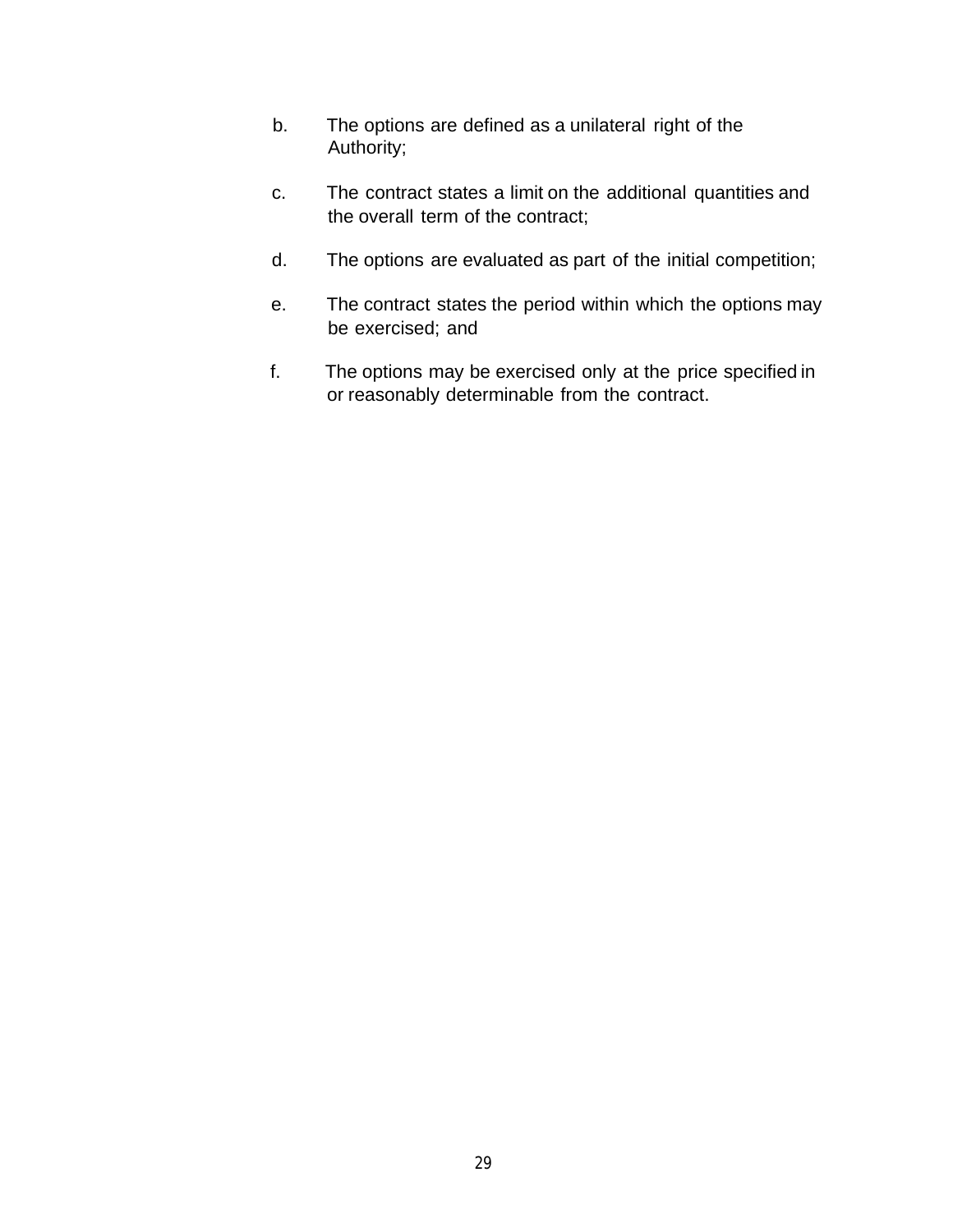b. The options are defined as a unilateral right of the Authority;

c. The contract states a limit on the additional quantities and the overall term of the contract;

d. The options are evaluated as part of the initial competition;

e. The contract states the period within which the options may be exercised; and

f. The options may be exercised only at the price specified in or reasonably determinable from the contract.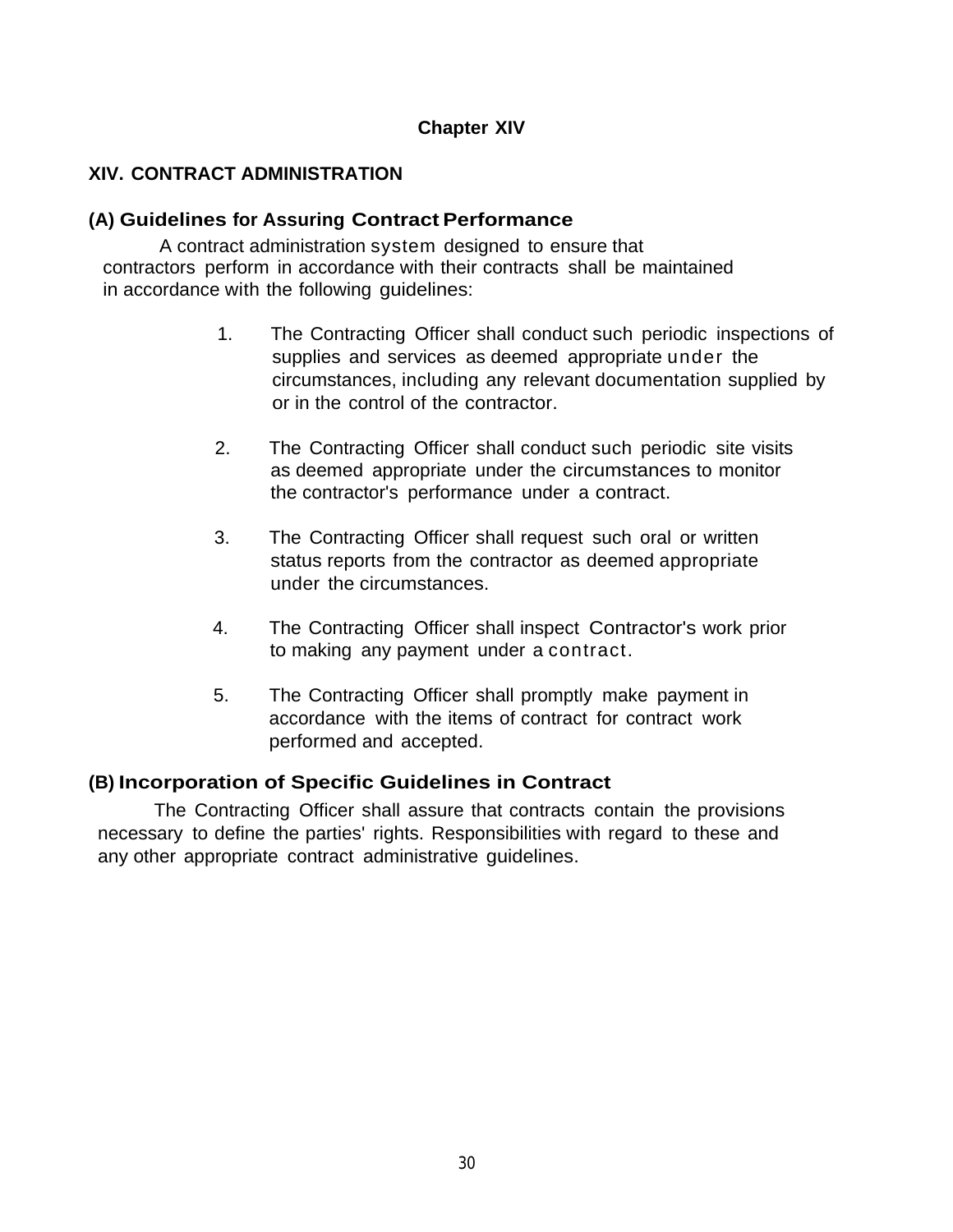## Chapter XIV

## XIV. CONTRACT ADMINISTRATION

### (A) Guidelines for Assuring Contract Performance

A contract administration system designed to ensure that contractors perform in accordance with their contracts shall be maintained in accordance with the following guidelines:

1. The Contracting Officer shall conduct such periodic inspections of supplies and services as deemed appropriate under the circumstances, including any relevant documentation supplied by or in the control of the contractor.

2. The Contracting Officer shall conduct such periodic site visits as deemed appropriate under the circumstances to monitor the contractor's performance under a contract.

3. The Contracting Officer shall request such oral or written status reports from the contractor as deemed appropriate under the circumstances.

4. The Contracting Officer shall inspect Contractor's work prior to making any payment under a contract.

5. The Contracting Officer shall promptly make payment in accordance with the items of contract for contract work performed and accepted.

### (B) Incorporation of Specific Guidelines in Contract

The Contracting Officer shall assure that contracts contain the provisions necessary to define the parties' rights. Responsibilities with regard to these and any other appropriate contract administrative guidelines.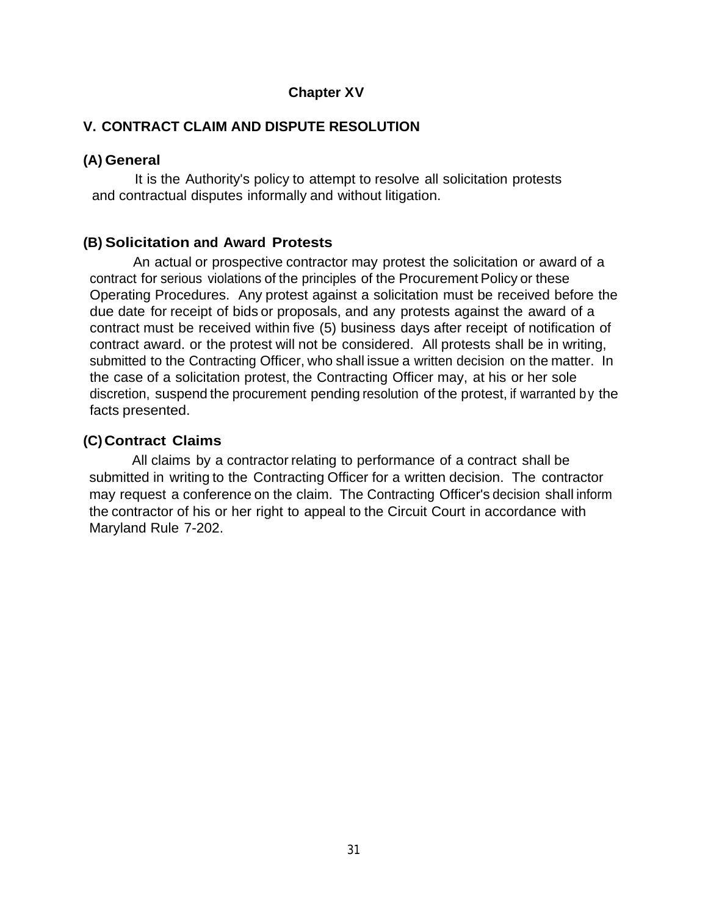## Chapter XV

### V. CONTRACT CLAIM AND DISPUTE RESOLUTION

#### (A) General

It is the Authority's policy to attempt to resolve all solicitation protests and contractual disputes informally and without litigation.

#### (B) Solicitation and Award Protests

An actual or prospective contractor may protest the solicitation or award of a contract for serious violations of the principles of the Procurement Policy or these Operating Procedures. Any protest against a solicitation must be received before the due date for receipt of bids or proposals, and any protests against the award of a contract must be received within five (5) business days after receipt of notification of contract award. or the protest will not be considered. All protests shall be in writing, submitted to the Contracting Officer, who shall issue a written decision on the matter. In the case of a solicitation protest, the Contracting Officer may, at his or her sole discretion, suspend the procurement pending resolution of the protest, if warranted by the facts presented.

#### (C) Contract Claims

All claims by a contractor relating to performance of a contract shall be submitted in writing to the Contracting Officer for a written decision. The contractor may request a conference on the claim. The Contracting Officer's decision shall inform the contractor of his or her right to appeal to the Circuit Court in accordance with Maryland Rule 7-202.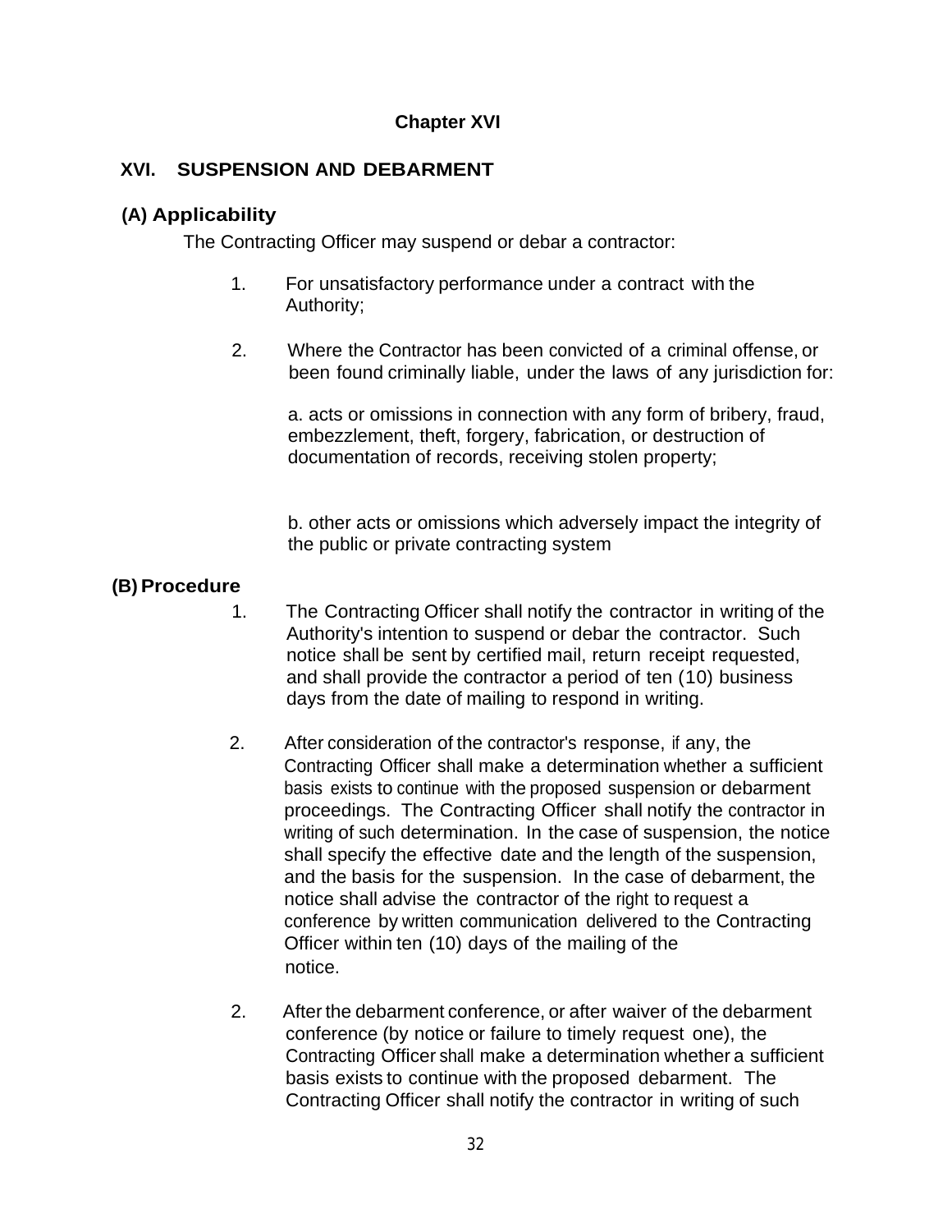## Chapter XVI

## XVI. SUSPENSION AND DEBARMENT

### (A) Applicability

The Contracting Officer may suspend or debar a contractor:

1. For unsatisfactory performance under a contract with the Authority;

2. Where the Contractor has been convicted of a criminal offense, or been found criminally liable, under the laws of any jurisdiction for:

   a. acts or omissions in connection with any form of bribery, fraud, embezzlement, theft, forgery, fabrication, or destruction of documentation of records, receiving stolen property;

   b. other acts or omissions which adversely impact the integrity of the public or private contracting system

### (B) Procedure

1. The Contracting Officer shall notify the contractor in writing of the Authority's intention to suspend or debar the contractor. Such notice shall be sent by certified mail, return receipt requested, and shall provide the contractor a period of ten (10) business days from the date of mailing to respond in writing.

2. After consideration of the contractor's response, if any, the Contracting Officer shall make a determination whether a sufficient basis exists to continue with the proposed suspension or debarment proceedings. The Contracting Officer shall notify the contractor in writing of such determination. In the case of suspension, the notice shall specify the effective date and the length of the suspension, and the basis for the suspension. In the case of debarment, the notice shall advise the contractor of the right to request a conference by written communication delivered to the Contracting Officer within ten (10) days of the mailing of the notice.

2. After the debarment conference, or after waiver of the debarment conference (by notice or failure to timely request one), the Contracting Officer shall make a determination whether a sufficient basis exists to continue with the proposed debarment. The Contracting Officer shall notify the contractor in writing of such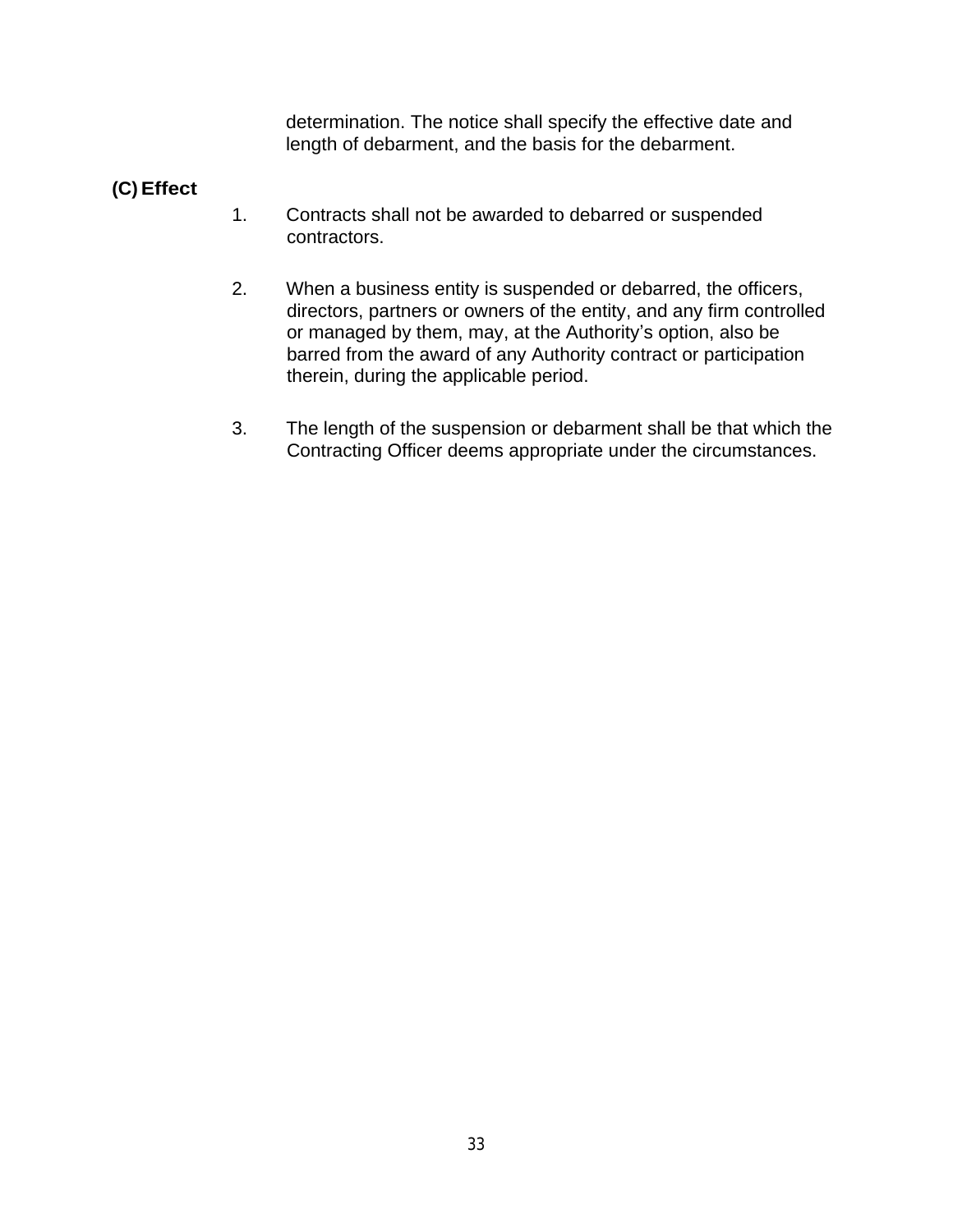determination. The notice shall specify the effective date and length of debarment, and the basis for the debarment.

**(C) Effect**

1. Contracts shall not be awarded to debarred or suspended contractors.

2. When a business entity is suspended or debarred, the officers, directors, partners or owners of the entity, and any firm controlled or managed by them, may, at the Authority's option, also be barred from the award of any Authority contract or participation therein, during the applicable period.

3. The length of the suspension or debarment shall be that which the Contracting Officer deems appropriate under the circumstances.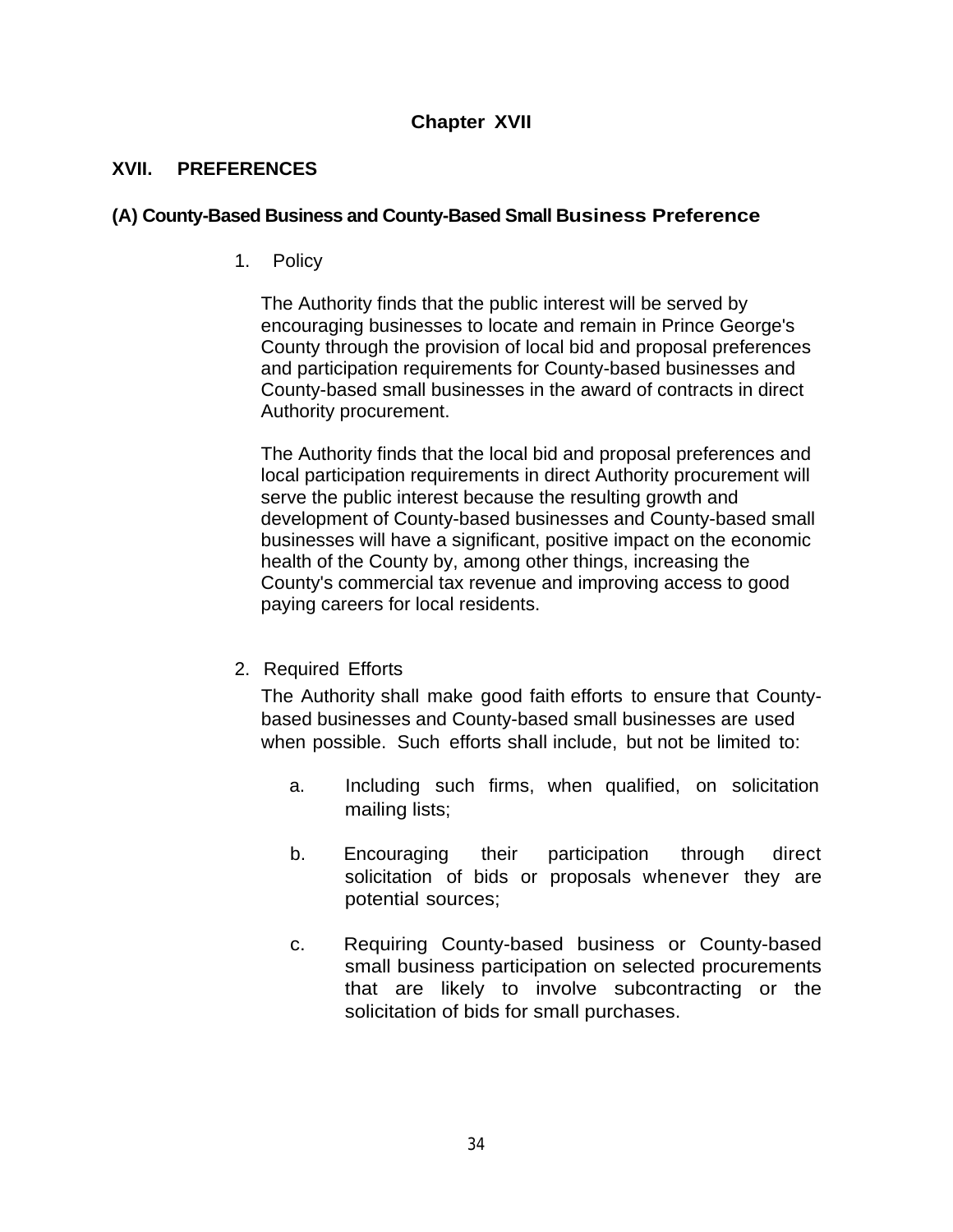# Chapter XVII

## XVII. PREFERENCES

### (A) County-Based Business and County-Based Small Business Preference

1. Policy

The Authority finds that the public interest will be served by encouraging businesses to locate and remain in Prince George's County through the provision of local bid and proposal preferences and participation requirements for County-based businesses and County-based small businesses in the award of contracts in direct Authority procurement.

The Authority finds that the local bid and proposal preferences and local participation requirements in direct Authority procurement will serve the public interest because the resulting growth and development of County-based businesses and County-based small businesses will have a significant, positive impact on the economic health of the County by, among other things, increasing the County's commercial tax revenue and improving access to good paying careers for local residents.

2. Required Efforts

The Authority shall make good faith efforts to ensure that County-based businesses and County-based small businesses are used when possible. Such efforts shall include, but not be limited to:

a. Including such firms, when qualified, on solicitation mailing lists;

b. Encouraging their participation through direct solicitation of bids or proposals whenever they are potential sources;

c. Requiring County-based business or County-based small business participation on selected procurements that are likely to involve subcontracting or the solicitation of bids for small purchases.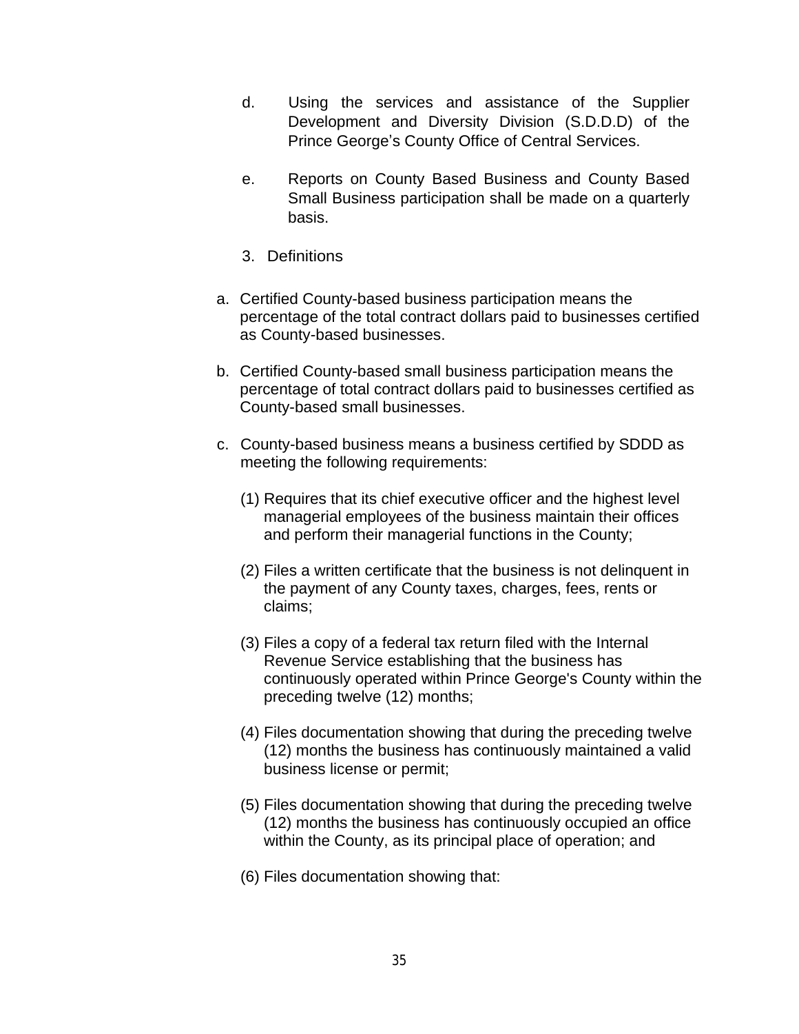d. Using the services and assistance of the Supplier Development and Diversity Division (S.D.D.D) of the Prince George's County Office of Central Services.

e. Reports on County Based Business and County Based Small Business participation shall be made on a quarterly basis.

3. Definitions

a. Certified County-based business participation means the percentage of the total contract dollars paid to businesses certified as County-based businesses.

b. Certified County-based small business participation means the percentage of total contract dollars paid to businesses certified as County-based small businesses.

c. County-based business means a business certified by SDDD as meeting the following requirements:

(1) Requires that its chief executive officer and the highest level managerial employees of the business maintain their offices and perform their managerial functions in the County;

(2) Files a written certificate that the business is not delinquent in the payment of any County taxes, charges, fees, rents or claims;

(3) Files a copy of a federal tax return filed with the Internal Revenue Service establishing that the business has continuously operated within Prince George's County within the preceding twelve (12) months;

(4) Files documentation showing that during the preceding twelve (12) months the business has continuously maintained a valid business license or permit;

(5) Files documentation showing that during the preceding twelve (12) months the business has continuously occupied an office within the County, as its principal place of operation; and

(6) Files documentation showing that: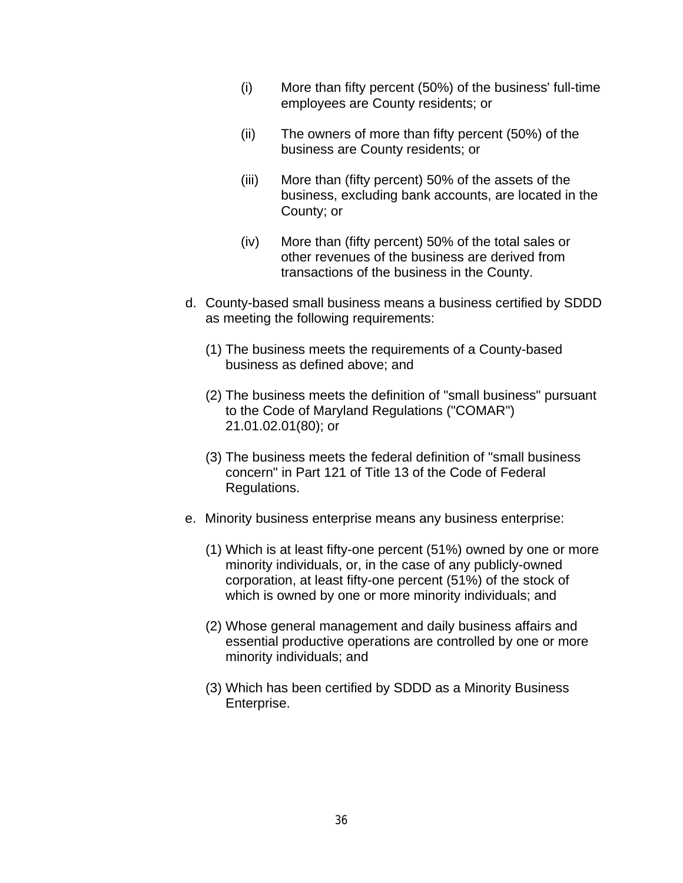(i) More than fifty percent (50%) of the business' full-time employees are County residents; or

(ii) The owners of more than fifty percent (50%) of the business are County residents; or

(iii) More than (fifty percent) 50% of the assets of the business, excluding bank accounts, are located in the County; or

(iv) More than (fifty percent) 50% of the total sales or other revenues of the business are derived from transactions of the business in the County.

d. County-based small business means a business certified by SDDD as meeting the following requirements:

(1) The business meets the requirements of a County-based business as defined above; and

(2) The business meets the definition of "small business" pursuant to the Code of Maryland Regulations ("COMAR") 21.01.02.01(80); or

(3) The business meets the federal definition of "small business concern" in Part 121 of Title 13 of the Code of Federal Regulations.

e. Minority business enterprise means any business enterprise:

(1) Which is at least fifty-one percent (51%) owned by one or more minority individuals, or, in the case of any publicly-owned corporation, at least fifty-one percent (51%) of the stock of which is owned by one or more minority individuals; and

(2) Whose general management and daily business affairs and essential productive operations are controlled by one or more minority individuals; and

(3) Which has been certified by SDDD as a Minority Business Enterprise.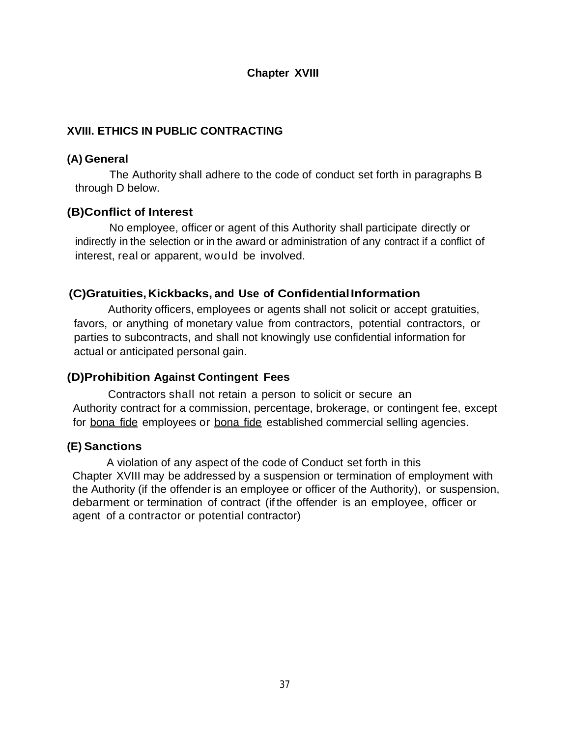# Chapter XVIII

## XVIII. ETHICS IN PUBLIC CONTRACTING

### (A) General

The Authority shall adhere to the code of conduct set forth in paragraphs B through D below.

### (B) Conflict of Interest

No employee, officer or agent of this Authority shall participate directly or indirectly in the selection or in the award or administration of any contract if a conflict of interest, real or apparent, would be involved.

### (C) Gratuities, Kickbacks, and Use of Confidential Information

Authority officers, employees or agents shall not solicit or accept gratuities, favors, or anything of monetary value from contractors, potential contractors, or parties to subcontracts, and shall not knowingly use confidential information for actual or anticipated personal gain.

### (D) Prohibition Against Contingent Fees

Contractors shall not retain a person to solicit or secure an Authority contract for a commission, percentage, brokerage, or contingent fee, except for <u>bona fide</u> employees or <u>bona fide</u> established commercial selling agencies.

### (E) Sanctions

A violation of any aspect of the code of Conduct set forth in this Chapter XVIII may be addressed by a suspension or termination of employment with the Authority (if the offender is an employee or officer of the Authority), or suspension, debarment or termination of contract (if the offender is an employee, officer or agent of a contractor or potential contractor)